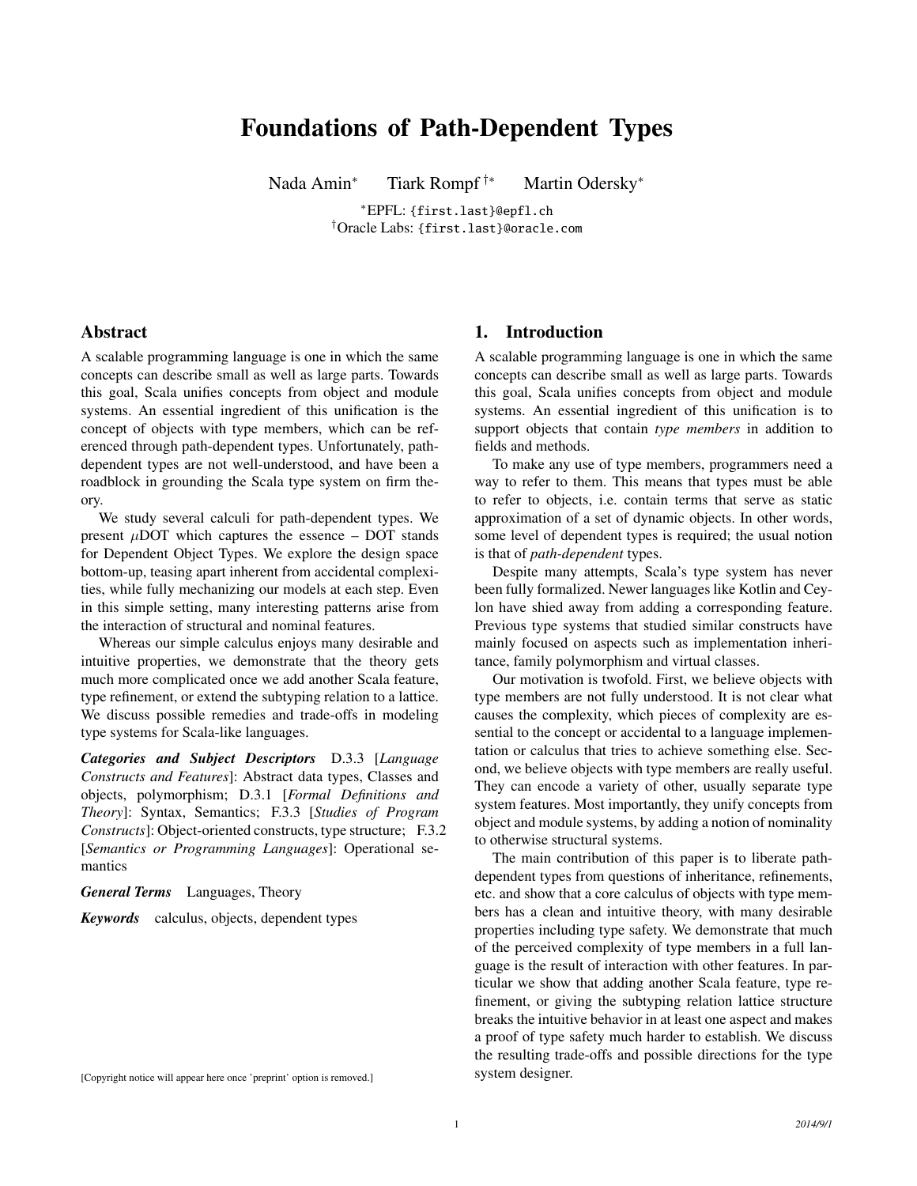# Foundations of Path-Dependent Types

Nada Amin* Tiark Rompf †* Martin Odersky*

*EPFL: {first.last}@epfl.ch
†Oracle Labs: {first.last}@oracle.com

## Abstract

A scalable programming language is one in which the same concepts can describe small as well as large parts. Towards this goal, Scala unifies concepts from object and module systems. An essential ingredient of this unification is the concept of objects with type members, which can be referenced through path-dependent types. Unfortunately, path-dependent types are not well-understood, and have been a roadblock in grounding the Scala type system on firm theory.

We study several calculi for path-dependent types. We present $\mu$DOT which captures the essence – DOT stands for Dependent Object Types. We explore the design space bottom-up, teasing apart inherent from accidental complexities, while fully mechanizing our models at each step. Even in this simple setting, many interesting patterns arise from the interaction of structural and nominal features.

Whereas our simple calculus enjoys many desirable and intuitive properties, we demonstrate that the theory gets much more complicated once we add another Scala feature, type refinement, or extend the subtyping relation to a lattice. We discuss possible remedies and trade-offs in modeling type systems for Scala-like languages.

***Categories and Subject Descriptors*** D.3.3 [*Language Constructs and Features*]: Abstract data types, Classes and objects, polymorphism; D.3.1 [*Formal Definitions and Theory*]: Syntax, Semantics; F.3.3 [*Studies of Program Constructs*]: Object-oriented constructs, type structure; F.3.2 [*Semantics or Programming Languages*]: Operational semantics

***General Terms*** Languages, Theory

***Keywords*** calculus, objects, dependent types

[Copyright notice will appear here once 'preprint' option is removed.]

## 1. Introduction

A scalable programming language is one in which the same concepts can describe small as well as large parts. Towards this goal, Scala unifies concepts from object and module systems. An essential ingredient of this unification is to support objects that contain *type members* in addition to fields and methods.

To make any use of type members, programmers need a way to refer to them. This means that types must be able to refer to objects, i.e. contain terms that serve as static approximation of a set of dynamic objects. In other words, some level of dependent types is required; the usual notion is that of *path-dependent* types.

Despite many attempts, Scala's type system has never been fully formalized. Newer languages like Kotlin and Ceylon have shied away from adding a corresponding feature. Previous type systems that studied similar constructs have mainly focused on aspects such as implementation inheritance, family polymorphism and virtual classes.

Our motivation is twofold. First, we believe objects with type members are not fully understood. It is not clear what causes the complexity, which pieces of complexity are essential to the concept or accidental to a language implementation or calculus that tries to achieve something else. Second, we believe objects with type members are really useful. They can encode a variety of other, usually separate type system features. Most importantly, they unify concepts from object and module systems, by adding a notion of nominality to otherwise structural systems.

The main contribution of this paper is to liberate path-dependent types from questions of inheritance, refinements, etc. and show that a core calculus of objects with type members has a clean and intuitive theory, with many desirable properties including type safety. We demonstrate that much of the perceived complexity of type members in a full language is the result of interaction with other features. In particular we show that adding another Scala feature, type refinement, or giving the subtyping relation lattice structure breaks the intuitive behavior in at least one aspect and makes a proof of type safety much harder to establish. We discuss the resulting trade-offs and possible directions for the type system designer.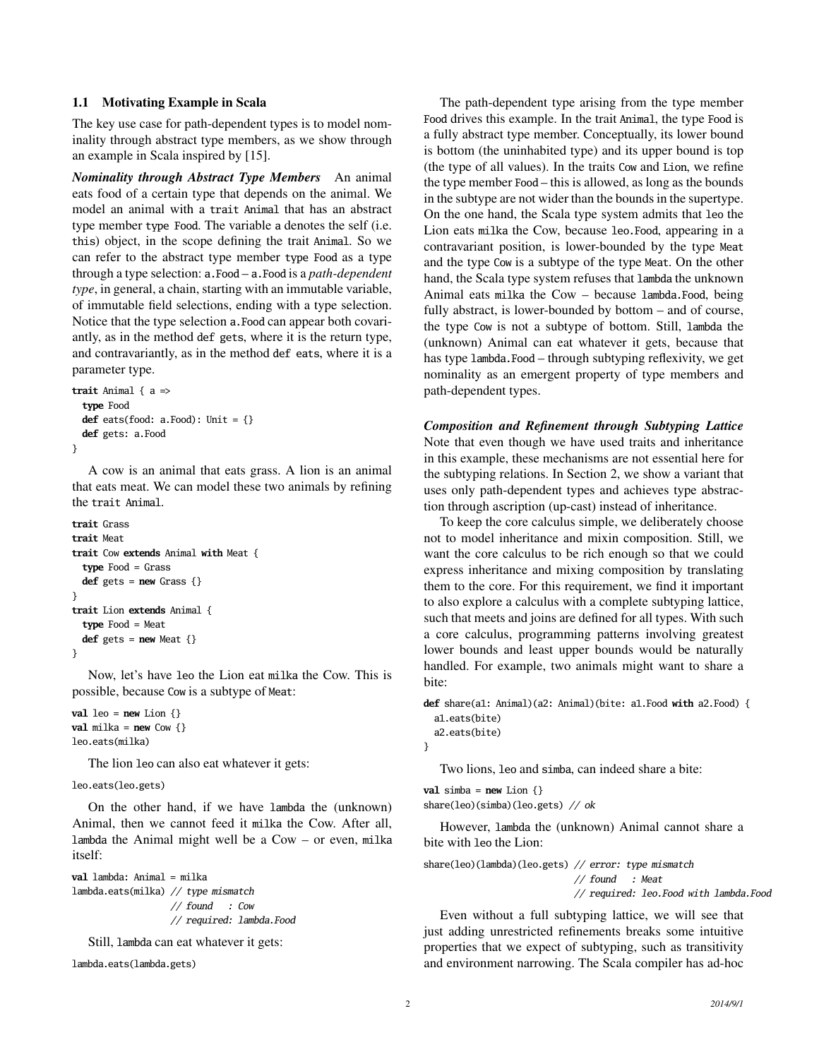### 1.1 Motivating Example in Scala

The key use case for path-dependent types is to model nominality through abstract type members, as we show through an example in Scala inspired by [15].

***Nominality through Abstract Type Members*** An animal eats food of a certain type that depends on the animal. We model an animal with a `trait Animal` that has an abstract type member `type Food`. The variable `a` denotes the self (i.e. `this`) object, in the scope defining the trait `Animal`. So we can refer to the abstract type member `type Food` as a type through a type selection: `a.Food` – `a.Food` is a *path-dependent type*, in general, a chain, starting with an immutable variable, of immutable field selections, ending with a type selection. Notice that the type selection `a.Food` can appear both covariantly, as in the method `def gets`, where it is the return type, and contravariantly, as in the method `def eats`, where it is a parameter type.

```
trait Animal { a =>
  type Food
  def eats(food: a.Food): Unit = {}
  def gets: a.Food
}
```

A cow is an animal that eats grass. A lion is an animal that eats meat. We can model these two animals by refining the `trait Animal`.

```
trait Grass
trait Meat
trait Cow extends Animal with Meat {
  type Food = Grass
  def gets = new Grass {}
}
trait Lion extends Animal {
  type Food = Meat
  def gets = new Meat {}
}
```

Now, let's have `leo` the Lion eat `milka` the Cow. This is possible, because `Cow` is a subtype of `Meat`:

```
val leo = new Lion {}
val milka = new Cow {}
leo.eats(milka)
```

The lion `leo` can also eat whatever it gets:

```
leo.eats(leo.gets)
```

On the other hand, if we have `lambda` the (unknown) Animal, then we cannot feed it `milka` the Cow. After all, `lambda` the Animal might well be a Cow – or even, `milka` itself:

```
val lambda: Animal = milka
lambda.eats(milka) // type mismatch
                   // found   : Cow
                   // required: lambda.Food
```

Still, `lambda` can eat whatever it gets:

```
lambda.eats(lambda.gets)
```

The path-dependent type arising from the type member `Food` drives this example. In the trait `Animal`, the type `Food` is a fully abstract type member. Conceptually, its lower bound is bottom (the uninhabited type) and its upper bound is top (the type of all values). In the traits `Cow` and `Lion`, we refine the type member `Food` – this is allowed, as long as the bounds in the subtype are not wider than the bounds in the supertype. On the one hand, the Scala type system admits that `leo` the Lion eats `milka` the Cow, because `leo.Food`, appearing in a contravariant position, is lower-bounded by the type `Meat` and the type `Cow` is a subtype of the type `Meat`. On the other hand, the Scala type system refuses that `lambda` the unknown Animal eats `milka` the Cow – because `lambda.Food`, being fully abstract, is lower-bounded by bottom – and of course, the type `Cow` is not a subtype of bottom. Still, `lambda` the (unknown) Animal can eat whatever it gets, because that has type `lambda.Food` – through subtyping reflexivity, we get nominality as an emergent property of type members and path-dependent types.

***Composition and Refinement through Subtyping Lattice*** Note that even though we have used traits and inheritance in this example, these mechanisms are not essential here for the subtyping relations. In Section 2, we show a variant that uses only path-dependent types and achieves type abstraction through ascription (up-cast) instead of inheritance.

To keep the core calculus simple, we deliberately choose not to model inheritance and mixin composition. Still, we want the core calculus to be rich enough so that we could express inheritance and mixing composition by translating them to the core. For this requirement, we find it important to also explore a calculus with a complete subtyping lattice, such that meets and joins are defined for all types. With such a core calculus, programming patterns involving greatest lower bounds and least upper bounds would be naturally handled. For example, two animals might want to share a bite:

```
def share(a1: Animal)(a2: Animal)(bite: a1.Food with a2.Food) {
  a1.eats(bite)
  a2.eats(bite)
}
```

Two lions, `leo` and `simba`, can indeed share a bite:

```
val simba = new Lion {}
share(leo)(simba)(leo.gets) // ok
```

However, `lambda` the (unknown) Animal cannot share a bite with `leo` the Lion:

```
share(leo)(lambda)(leo.gets) // error: type mismatch
                             // found   : Meat
                             // required: leo.Food with lambda.Food
```

Even without a full subtyping lattice, we will see that just adding unrestricted refinements breaks some intuitive properties that we expect of subtyping, such as transitivity and environment narrowing. The Scala compiler has ad-hoc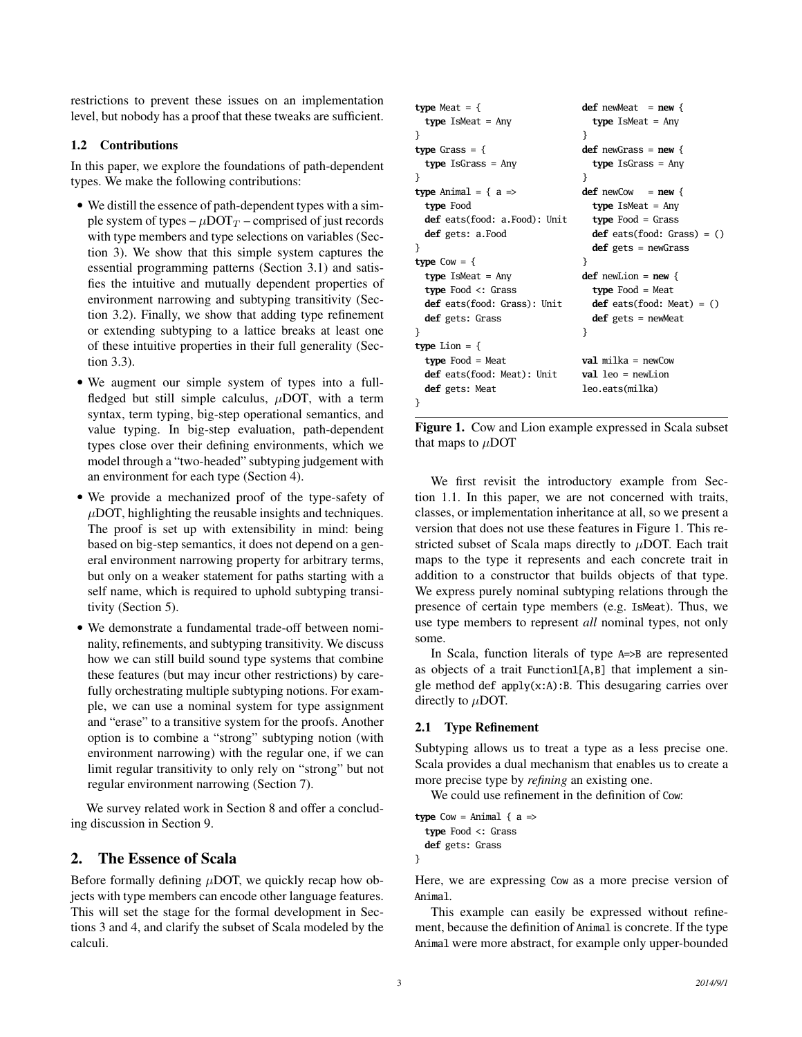restrictions to prevent these issues on an implementation level, but nobody has a proof that these tweaks are sufficient.

### 1.2 Contributions

In this paper, we explore the foundations of path-dependent types. We make the following contributions:

- We distill the essence of path-dependent types with a simple system of types – $\mu\text{DOT}_T$ – comprised of just records with type members and type selections on variables (Section 3). We show that this simple system captures the essential programming patterns (Section 3.1) and satisfies the intuitive and mutually dependent properties of environment narrowing and subtyping transitivity (Section 3.2). Finally, we show that adding type refinement or extending subtyping to a lattice breaks at least one of these intuitive properties in their full generality (Section 3.3).
- We augment our simple system of types into a full-fledged but still simple calculus, $\mu$DOT, with a term syntax, term typing, big-step operational semantics, and value typing. In big-step evaluation, path-dependent types close over their defining environments, which we model through a "two-headed" subtyping judgement with an environment for each type (Section 4).
- We provide a mechanized proof of the type-safety of $\mu$DOT, highlighting the reusable insights and techniques. The proof is set up with extensibility in mind: being based on big-step semantics, it does not depend on a general environment narrowing property for arbitrary terms, but only on a weaker statement for paths starting with a self name, which is required to uphold subtyping transitivity (Section 5).
- We demonstrate a fundamental trade-off between nominality, refinements, and subtyping transitivity. We discuss how we can still build sound type systems that combine these features (but may incur other restrictions) by carefully orchestrating multiple subtyping notions. For example, we can use a nominal system for type assignment and "erase" to a transitive system for the proofs. Another option is to combine a "strong" subtyping notion (with environment narrowing) with the regular one, if we can limit regular transitivity to only rely on "strong" but not regular environment narrowing (Section 7).

We survey related work in Section 8 and offer a concluding discussion in Section 9.

## 2. The Essence of Scala

Before formally defining $\mu$DOT, we quickly recap how objects with type members can encode other language features. This will set the stage for the formal development in Sections 3 and 4, and clarify the subset of Scala modeled by the calculi.

```
type Meat = {
  type IsMeat = Any
}
type Grass = {
  type IsGrass = Any
}
type Animal = { a =>
  type Food
  def eats(food: a.Food): Unit
  def gets: a.Food
}
type Cow = {
  type IsMeat = Any
  type Food <: Grass
  def eats(food: Grass): Unit
  def gets: Grass
}
type Lion = {
  type Food = Meat
  def eats(food: Meat): Unit
  def gets: Meat
}

def newMeat  = new {
  type IsMeat = Any
}
def newGrass = new {
  type IsGrass = Any
}
def newCow   = new {
  type IsMeat = Any
  type Food = Grass
  def eats(food: Grass) = ()
  def gets = newGrass
}
def newLion = new {
  type Food = Meat
  def eats(food: Meat) = ()
  def gets = newMeat
}

val milka = newCow
val leo = newLion
leo.eats(milka)
```

**Figure 1.** Cow and Lion example expressed in Scala subset that maps to $\mu$DOT

We first revisit the introductory example from Section 1.1. In this paper, we are not concerned with traits, classes, or implementation inheritance at all, so we present a version that does not use these features in Figure 1. This restricted subset of Scala maps directly to $\mu$DOT. Each trait maps to the type it represents and each concrete trait in addition to a constructor that builds objects of that type. We express purely nominal subtyping relations through the presence of certain type members (e.g. `IsMeat`). Thus, we use type members to represent *all* nominal types, not only some.

In Scala, function literals of type `A=>B` are represented as objects of a trait `Function1[A,B]` that implement a single method `def apply(x:A):B`. This desugaring carries over directly to $\mu$DOT.

### 2.1 Type Refinement

Subtyping allows us to treat a type as a less precise one. Scala provides a dual mechanism that enables us to create a more precise type by *refining* an existing one.

We could use refinement in the definition of `Cow`:

```
type Cow = Animal { a =>
  type Food <: Grass
  def gets: Grass
}
```

Here, we are expressing `Cow` as a more precise version of `Animal`.

This example can easily be expressed without refinement, because the definition of `Animal` is concrete. If the type `Animal` were more abstract, for example only upper-bounded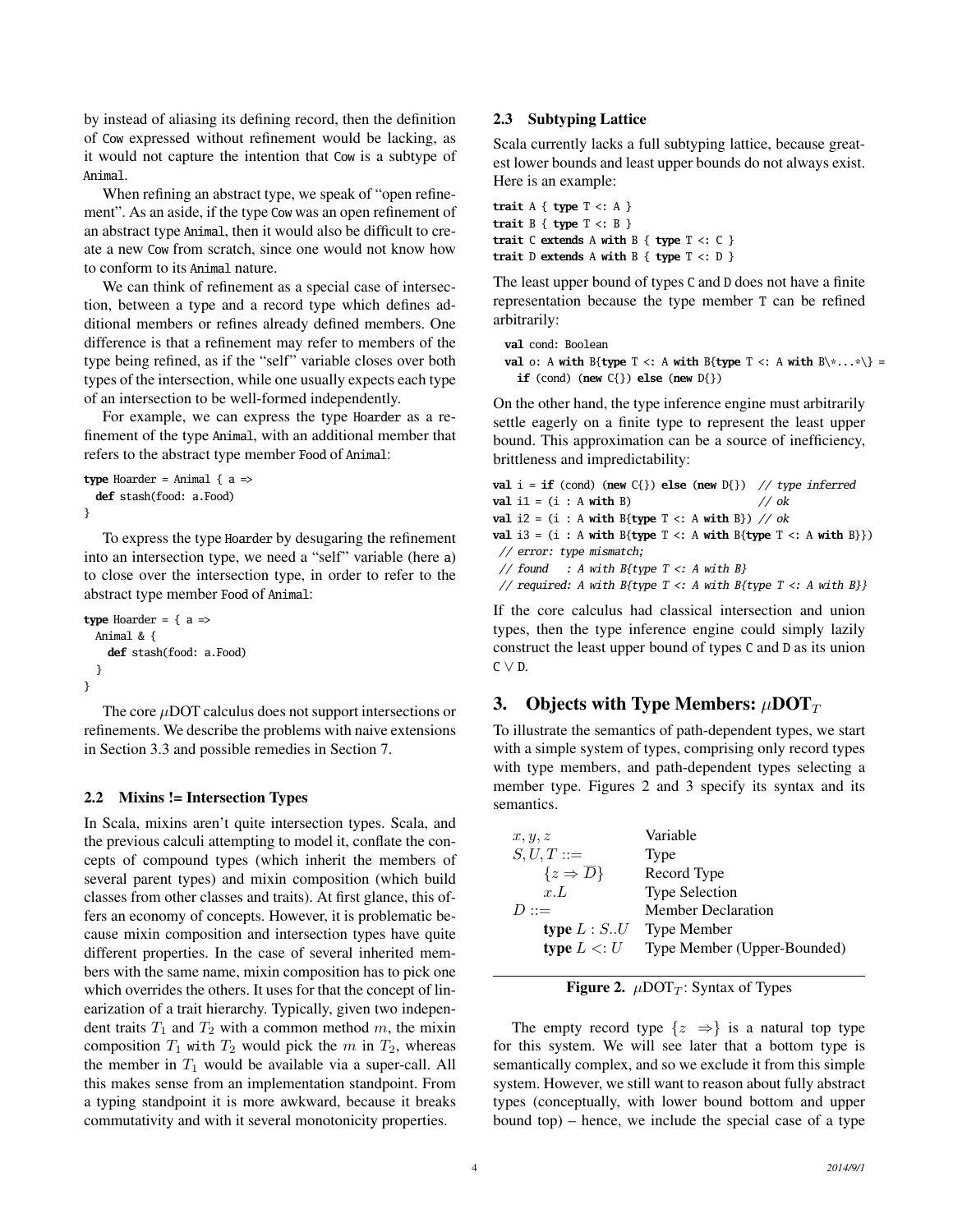by instead of aliasing its defining record, then the definition of Cow expressed without refinement would be lacking, as it would not capture the intention that Cow is a subtype of Animal.

When refining an abstract type, we speak of "open refinement". As an aside, if the type Cow was an open refinement of an abstract type Animal, then it would also be difficult to create a new Cow from scratch, since one would not know how to conform to its Animal nature.

We can think of refinement as a special case of intersection, between a type and a record type which defines additional members or refines already defined members. One difference is that a refinement may refer to members of the type being refined, as if the "self" variable closes over both types of the intersection, while one usually expects each type of an intersection to be well-formed independently.

For example, we can express the type Hoarder as a refinement of the type Animal, with an additional member that refers to the abstract type member Food of Animal:

```
type Hoarder = Animal { a =>
  def stash(food: a.Food)
}
```

To express the type Hoarder by desugaring the refinement into an intersection type, we need a "self" variable (here a) to close over the intersection type, in order to refer to the abstract type member Food of Animal:

```
type Hoarder = { a =>
  Animal & {
    def stash(food: a.Food)
  }
}
```

The core $\mu$DOT calculus does not support intersections or refinements. We describe the problems with naive extensions in Section 3.3 and possible remedies in Section 7.

### 2.2 Mixins != Intersection Types

In Scala, mixins aren't quite intersection types. Scala, and the previous calculi attempting to model it, conflate the concepts of compound types (which inherit the members of several parent types) and mixin composition (which build classes from other classes and traits). At first glance, this offers an economy of concepts. However, it is problematic because mixin composition and intersection types have quite different properties. In the case of several inherited members with the same name, mixin composition has to pick one which overrides the others. It uses for that the concept of linearization of a trait hierarchy. Typically, given two independent traits $T_1$ and $T_2$ with a common method $m$, the mixin composition $T_1$ with $T_2$ would pick the $m$ in $T_2$, whereas the member in $T_1$ would be available via a super-call. All this makes sense from an implementation standpoint. From a typing standpoint it is more awkward, because it breaks commutativity and with it several monotonicity properties.

### 2.3 Subtyping Lattice

Scala currently lacks a full subtyping lattice, because greatest lower bounds and least upper bounds do not always exist. Here is an example:

```
trait A { type T <: A }
trait B { type T <: B }
trait C extends A with B { type T <: C }
trait D extends A with B { type T <: D }
```

The least upper bound of types C and D does not have a finite representation because the type member T can be refined arbitrarily:

```
val cond: Boolean
val o: A with B{type T <: A with B{type T <: A with B\*...*\} =
  if (cond) (new C{}) else (new D{})
```

On the other hand, the type inference engine must arbitrarily settle eagerly on a finite type to represent the least upper bound. This approximation can be a source of inefficiency, brittleness and impredictability:

```
val i = if (cond) (new C{}) else (new D{})  // type inferred
val i1 = (i : A with B)                     // ok
val i2 = (i : A with B{type T <: A with B}) // ok
val i3 = (i : A with B{type T <: A with B{type T <: A with B}})
 // error: type mismatch;
 // found   : A with B{type T <: A with B}
 // required: A with B{type T <: A with B{type T <: A with B}}
```

If the core calculus had classical intersection and union types, then the type inference engine could simply lazily construct the least upper bound of types C and D as its union $C \vee D$.

## 3. Objects with Type Members: $\mu\text{DOT}_T$

To illustrate the semantics of path-dependent types, we start with a simple system of types, comprising only record types with type members, and path-dependent types selecting a member type. Figures 2 and 3 specify its syntax and its semantics.

| | |
|---|---|
| $x, y, z$ | Variable |
| $S, U, T ::=$ | Type |
| $\quad \{z \Rightarrow \overline{D}\}$ | Record Type |
| $\quad x.L$ | Type Selection |
| $D ::=$ | Member Declaration |
| $\quad$ **type** $L : S..U$ | Type Member |
| $\quad$ **type** $L <: U$ | Type Member (Upper-Bounded) |

**Figure 2.** $\mu\text{DOT}_T$: Syntax of Types

The empty record type $\{z \Rightarrow\}$ is a natural top type for this system. We will see later that a bottom type is semantically complex, and so we exclude it from this simple system. However, we still want to reason about fully abstract types (conceptually, with lower bound bottom and upper bound top) – hence, we include the special case of a type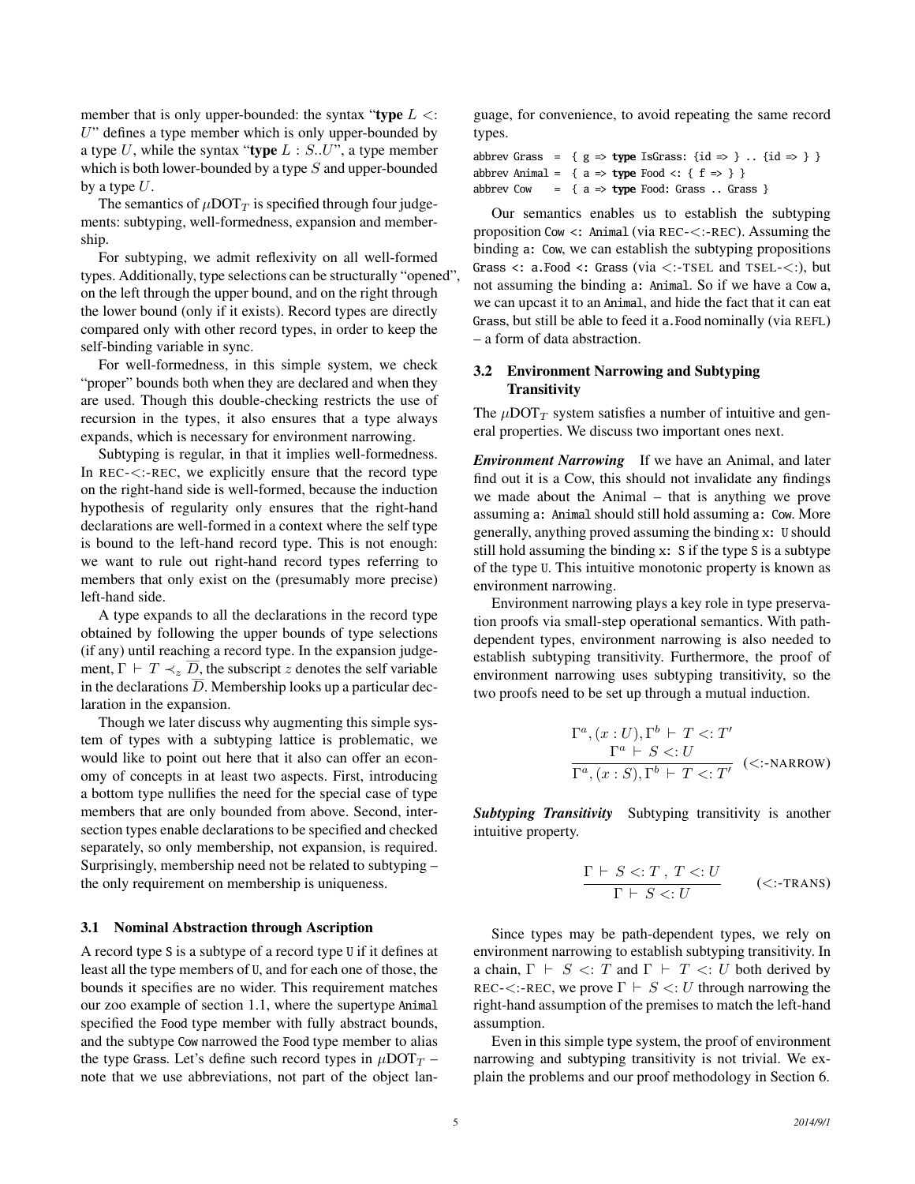member that is only upper-bounded: the syntax "**type** $L$ <: $U$" defines a type member which is only upper-bounded by a type $U$, while the syntax "**type** $L : S..U$", a type member which is both lower-bounded by a type $S$ and upper-bounded by a type $U$.

The semantics of $\mu\text{DOT}_T$ is specified through four judgements: subtyping, well-formedness, expansion and membership.

For subtyping, we admit reflexivity on all well-formed types. Additionally, type selections can be structurally "opened", on the left through the upper bound, and on the right through the lower bound (only if it exists). Record types are directly compared only with other record types, in order to keep the self-binding variable in sync.

For well-formedness, in this simple system, we check "proper" bounds both when they are declared and when they are used. Though this double-checking restricts the use of recursion in the types, it also ensures that a type always expands, which is necessary for environment narrowing.

Subtyping is regular, in that it implies well-formedness. In REC-<:-REC, we explicitly ensure that the record type on the right-hand side is well-formed, because the induction hypothesis of regularity only ensures that the right-hand declarations are well-formed in a context where the self type is bound to the left-hand record type. This is not enough: we want to rule out right-hand record types referring to members that only exist on the (presumably more precise) left-hand side.

A type expands to all the declarations in the record type obtained by following the upper bounds of type selections (if any) until reaching a record type. In the expansion judgement, $\Gamma \vdash T \prec_z \overline{D}$, the subscript $z$ denotes the self variable in the declarations $\overline{D}$. Membership looks up a particular declaration in the expansion.

Though we later discuss why augmenting this simple system of types with a subtyping lattice is problematic, we would like to point out here that it also can offer an economy of concepts in at least two aspects. First, introducing a bottom type nullifies the need for the special case of type members that are only bounded from above. Second, intersection types enable declarations to be specified and checked separately, so only membership, not expansion, is required. Surprisingly, membership need not be related to subtyping – the only requirement on membership is uniqueness.

### 3.1 Nominal Abstraction through Ascription

A record type S is a subtype of a record type U if it defines at least all the type members of U, and for each one of those, the bounds it specifies are no wider. This requirement matches our zoo example of section 1.1, where the supertype Animal specified the Food type member with fully abstract bounds, and the subtype Cow narrowed the Food type member to alias the type Grass. Let's define such record types in $\mu\text{DOT}_T$ – note that we use abbreviations, not part of the object language, for convenience, to avoid repeating the same record types.

```
abbrev Grass  =  { g => type IsGrass: {id => } .. {id => } }
abbrev Animal =  { a => type Food <: { f => } }
abbrev Cow    =  { a => type Food: Grass .. Grass }
```

Our semantics enables us to establish the subtyping proposition Cow <: Animal (via REC-<:-REC). Assuming the binding a: Cow, we can establish the subtyping propositions Grass <: a.Food <: Grass (via <:-TSEL and TSEL-<:), but not assuming the binding a: Animal. So if we have a Cow a, we can upcast it to an Animal, and hide the fact that it can eat Grass, but still be able to feed it a.Food nominally (via REFL) – a form of data abstraction.

### 3.2 Environment Narrowing and Subtyping Transitivity

The $\mu\text{DOT}_T$ system satisfies a number of intuitive and general properties. We discuss two important ones next.

***Environment Narrowing*** If we have an Animal, and later find out it is a Cow, this should not invalidate any findings we made about the Animal – that is anything we prove assuming a: Animal should still hold assuming a: Cow. More generally, anything proved assuming the binding x: U should still hold assuming the binding x: S if the type S is a subtype of the type U. This intuitive monotonic property is known as environment narrowing.

Environment narrowing plays a key role in type preservation proofs via small-step operational semantics. With path-dependent types, environment narrowing is also needed to establish subtyping transitivity. Furthermore, the proof of environment narrowing uses subtyping transitivity, so the two proofs need to be set up through a mutual induction.

$$\frac{\begin{array}{c}\Gamma^a, (x : U), \Gamma^b \vdash T <: T' \\ \Gamma^a \vdash S <: U\end{array}}{\Gamma^a, (x : S), \Gamma^b \vdash T <: T'} \quad (\text{<:-NARROW})$$

***Subtyping Transitivity*** Subtyping transitivity is another intuitive property.

$$\frac{\Gamma \vdash S <: T \;,\; T <: U}{\Gamma \vdash S <: U} \qquad (\text{<:-TRANS})$$

Since types may be path-dependent types, we rely on environment narrowing to establish subtyping transitivity. In a chain, $\Gamma \vdash S <: T$ and $\Gamma \vdash T <: U$ both derived by REC-<:-REC, we prove $\Gamma \vdash S <: U$ through narrowing the right-hand assumption of the premises to match the left-hand assumption.

Even in this simple type system, the proof of environment narrowing and subtyping transitivity is not trivial. We explain the problems and our proof methodology in Section 6.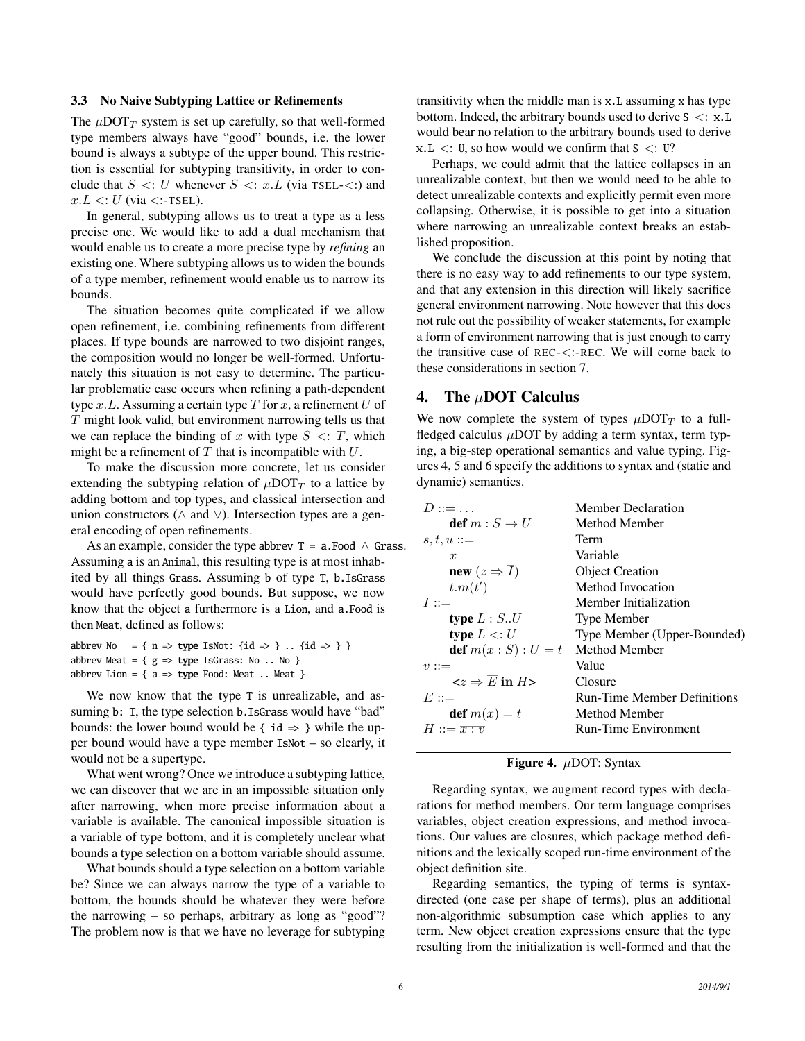### 3.3 No Naive Subtyping Lattice or Refinements

The $\mu\text{DOT}_T$ system is set up carefully, so that well-formed type members always have "good" bounds, i.e. the lower bound is always a subtype of the upper bound. This restriction is essential for subtyping transitivity, in order to conclude that $S <: U$ whenever $S <: x.L$ (via TSEL-<:) and $x.L <: U$ (via <:-TSEL).

In general, subtyping allows us to treat a type as a less precise one. We would like to add a dual mechanism that would enable us to create a more precise type by ***refining*** an existing one. Where subtyping allows us to widen the bounds of a type member, refinement would enable us to narrow its bounds.

The situation becomes quite complicated if we allow open refinement, i.e. combining refinements from different places. If type bounds are narrowed to two disjoint ranges, the composition would no longer be well-formed. Unfortunately this situation is not easy to determine. The particular problematic case occurs when refining a path-dependent type $x.L$. Assuming a certain type $T$ for $x$, a refinement $U$ of $T$ might look valid, but environment narrowing tells us that we can replace the binding of $x$ with type $S <: T$, which might be a refinement of $T$ that is incompatible with $U$.

To make the discussion more concrete, let us consider extending the subtyping relation of $\mu\text{DOT}_T$ to a lattice by adding bottom and top types, and classical intersection and union constructors ($\wedge$ and $\vee$). Intersection types are a general encoding of open refinements.

As an example, consider the type `abbrev T = a.Food` $\wedge$ `Grass`. Assuming `a` is an `Animal`, this resulting type is at most inhabited by all things `Grass`. Assuming `b` of type `T`, `b.IsGrass` would have perfectly good bounds. But suppose, we now know that the object `a` furthermore is a `Lion`, and `a.Food` is then `Meat`, defined as follows:

```
abbrev No   = { n => type IsNot: {id => } .. {id => } }
abbrev Meat = { g => type IsGrass: No .. No }
abbrev Lion = { a => type Food: Meat .. Meat }
```

We now know that the type `T` is unrealizable, and assuming `b: T`, the type selection `b.IsGrass` would have "bad" bounds: the lower bound would be `{ id => }` while the upper bound would have a type member `IsNot` – so clearly, it would not be a supertype.

What went wrong? Once we introduce a subtyping lattice, we can discover that we are in an impossible situation only after narrowing, when more precise information about a variable is available. The canonical impossible situation is a variable of type bottom, and it is completely unclear what bounds a type selection on a bottom variable should assume.

What bounds should a type selection on a bottom variable be? Since we can always narrow the type of a variable to bottom, the bounds should be whatever they were before the narrowing – so perhaps, arbitrary as long as "good"? The problem now is that we have no leverage for subtyping transitivity when the middle man is `x.L` assuming `x` has type bottom. Indeed, the arbitrary bounds used to derive `S <: x.L` would bear no relation to the arbitrary bounds used to derive `x.L <: U`, so how would we confirm that `S <: U`?

Perhaps, we could admit that the lattice collapses in an unrealizable context, but then we would need to be able to detect unrealizable contexts and explicitly permit even more collapsing. Otherwise, it is possible to get into a situation where narrowing an unrealizable context breaks an established proposition.

We conclude the discussion at this point by noting that there is no easy way to add refinements to our type system, and that any extension in this direction will likely sacrifice general environment narrowing. Note however that this does not rule out the possibility of weaker statements, for example a form of environment narrowing that is just enough to carry the transitive case of REC-<:-REC. We will come back to these considerations in section 7.

## 4. The $\mu$DOT Calculus

We now complete the system of types $\mu\text{DOT}_T$ to a full-fledged calculus $\mu$DOT by adding a term syntax, term typing, a big-step operational semantics and value typing. Figures 4, 5 and 6 specify the additions to syntax and (static and dynamic) semantics.

| | |
|---|---|
| $D ::= \ldots$ | Member Declaration |
| $\quad \textbf{def}\ m : S \to U$ | Method Member |
| $s, t, u ::=$ | Term |
| $\quad x$ | Variable |
| $\quad \textbf{new}\ (z \Rightarrow \overline{I})$ | Object Creation |
| $\quad t.m(t')$ | Method Invocation |
| $I ::=$ | Member Initialization |
| $\quad \textbf{type}\ L : S..U$ | Type Member |
| $\quad \textbf{type}\ L <: U$ | Type Member (Upper-Bounded) |
| $\quad \textbf{def}\ m(x : S) : U = t$ | Method Member |
| $v ::=$ | Value |
| $\quad <z \Rightarrow \overline{E}\ \textbf{in}\ H>$ | Closure |
| $E ::=$ | Run-Time Member Definitions |
| $\quad \textbf{def}\ m(x) = t$ | Method Member |
| $H ::= \overline{x : v}$ | Run-Time Environment |

**Figure 4.** $\mu$DOT: Syntax

Regarding syntax, we augment record types with declarations for method members. Our term language comprises variables, object creation expressions, and method invocations. Our values are closures, which package method definitions and the lexically scoped run-time environment of the object definition site.

Regarding semantics, the typing of terms is syntax-directed (one case per shape of terms), plus an additional non-algorithmic subsumption case which applies to any term. New object creation expressions ensure that the type resulting from the initialization is well-formed and that the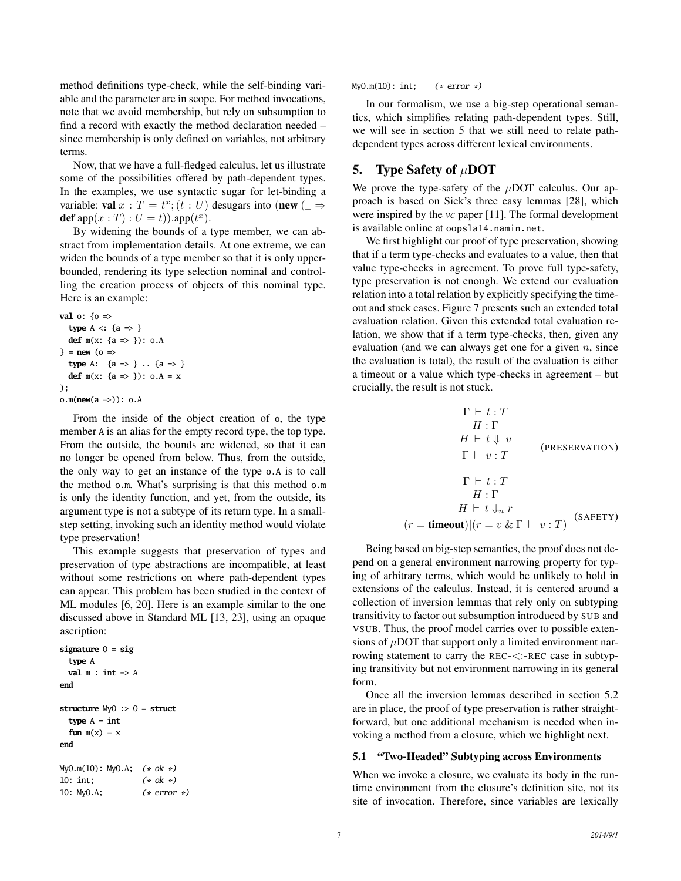method definitions type-check, while the self-binding variable and the parameter are in scope. For method invocations, note that we avoid membership, but rely on subsumption to find a record with exactly the method declaration needed – since membership is only defined on variables, not arbitrary terms.

Now, that we have a full-fledged calculus, let us illustrate some of the possibilities offered by path-dependent types. In the examples, we use syntactic sugar for let-binding a variable: **val** $x : T = t^x; (t : U)$ desugars into (**new** ($\_ \Rightarrow$ **def** app$(x : T) : U = t)$).app$(t^x)$.

By widening the bounds of a type member, we can abstract from implementation details. At one extreme, we can widen the bounds of a type member so that it is only upper-bounded, rendering its type selection nominal and controlling the creation process of objects of this nominal type. Here is an example:

```
val o: {o =>
  type A <: {a => }
  def m(x: {a => }): o.A
} = new (o =>
  type A:  {a => } .. {a => }
  def m(x: {a => }): o.A = x
);
o.m(new(a =>)): o.A
```

From the inside of the object creation of o, the type member A is an alias for the empty record type, the top type. From the outside, the bounds are widened, so that it can no longer be opened from below. Thus, from the outside, the only way to get an instance of the type o.A is to call the method o.m. What's surprising is that this method o.m is only the identity function, and yet, from the outside, its argument type is not a subtype of its return type. In a small-step setting, invoking such an identity method would violate type preservation!

This example suggests that preservation of types and preservation of type abstractions are incompatible, at least without some restrictions on where path-dependent types can appear. This problem has been studied in the context of ML modules [6, 20]. Here is an example similar to the one discussed above in Standard ML [13, 23], using an opaque ascription:

```
signature O = sig
  type A
  val m : int -> A
end

structure MyO :> O = struct
  type A = int
  fun m(x) = x
end

MyO.m(10): MyO.A;  (* ok *)
10: int;           (* ok *)
10: MyO.A;         (* error *)
MyO.m(10): int;    (* error *)
```

In our formalism, we use a big-step operational semantics, which simplifies relating path-dependent types. Still, we will see in section 5 that we still need to relate path-dependent types across different lexical environments.

## 5. Type Safety of $\mu$DOT

We prove the type-safety of the $\mu$DOT calculus. Our approach is based on Siek's three easy lemmas [28], which were inspired by the *vc* paper [11]. The formal development is available online at oopsla14.namin.net.

We first highlight our proof of type preservation, showing that if a term type-checks and evaluates to a value, then that value type-checks in agreement. To prove full type-safety, type preservation is not enough. We extend our evaluation relation into a total relation by explicitly specifying the timeout and stuck cases. Figure 7 presents such an extended total evaluation relation. Given this extended total evaluation relation, we show that if a term type-checks, then, given any evaluation (and we can always get one for a given $n$, since the evaluation is total), the result of the evaluation is either a timeout or a value which type-checks in agreement – but crucially, the result is not stuck.

$$\frac{\Gamma \vdash t : T \qquad H : \Gamma \qquad H \vdash t \Downarrow v}{\Gamma \vdash v : T} \quad \text{(PRESERVATION)}$$

$$\frac{\Gamma \vdash t : T \qquad H : \Gamma \qquad H \vdash t \Downarrow_n r}{(r = \textbf{timeout}) | (r = v \;\&\; \Gamma \vdash v : T)} \quad \text{(SAFETY)}$$

Being based on big-step semantics, the proof does not depend on a general environment narrowing property for typing of arbitrary terms, which would be unlikely to hold in extensions of the calculus. Instead, it is centered around a collection of inversion lemmas that rely only on subtyping transitivity to factor out subsumption introduced by SUB and VSUB. Thus, the proof model carries over to possible extensions of $\mu$DOT that support only a limited environment narrowing statement to carry the REC-<:-REC case in subtyping transitivity but not environment narrowing in its general form.

Once all the inversion lemmas described in section 5.2 are in place, the proof of type preservation is rather straightforward, but one additional mechanism is needed when invoking a method from a closure, which we highlight next.

### 5.1 "Two-Headed" Subtyping across Environments

When we invoke a closure, we evaluate its body in the runtime environment from the closure's definition site, not its site of invocation. Therefore, since variables are lexically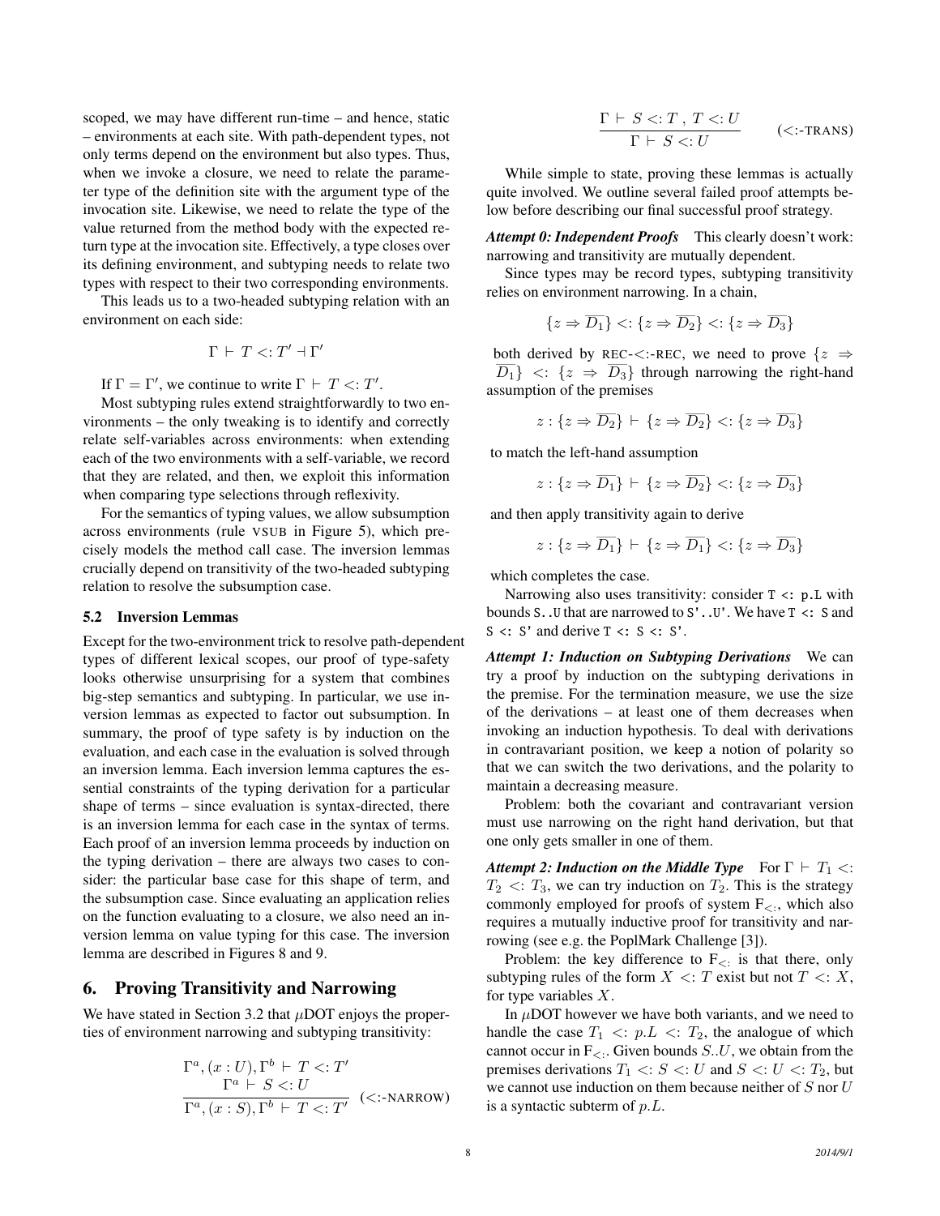scoped, we may have different run-time – and hence, static – environments at each site. With path-dependent types, not only terms depend on the environment but also types. Thus, when we invoke a closure, we need to relate the parameter type of the definition site with the argument type of the invocation site. Likewise, we need to relate the type of the value returned from the method body with the expected return type at the invocation site. Effectively, a type closes over its defining environment, and subtyping needs to relate two types with respect to their two corresponding environments.

This leads us to a two-headed subtyping relation with an environment on each side:

$$\Gamma \vdash T <: T' \dashv \Gamma'$$

If $\Gamma = \Gamma'$, we continue to write $\Gamma \vdash T <: T'$.

Most subtyping rules extend straightforwardly to two environments – the only tweaking is to identify and correctly relate self-variables across environments: when extending each of the two environments with a self-variable, we record that they are related, and then, we exploit this information when comparing type selections through reflexivity.

For the semantics of typing values, we allow subsumption across environments (rule VSUB in Figure 5), which precisely models the method call case. The inversion lemmas crucially depend on transitivity of the two-headed subtyping relation to resolve the subsumption case.

### 5.2 Inversion Lemmas

Except for the two-environment trick to resolve path-dependent types of different lexical scopes, our proof of type-safety looks otherwise unsurprising for a system that combines big-step semantics and subtyping. In particular, we use inversion lemmas as expected to factor out subsumption. In summary, the proof of type safety is by induction on the evaluation, and each case in the evaluation is solved through an inversion lemma. Each inversion lemma captures the essential constraints of the typing derivation for a particular shape of terms – since evaluation is syntax-directed, there is an inversion lemma for each case in the syntax of terms. Each proof of an inversion lemma proceeds by induction on the typing derivation – there are always two cases to consider: the particular base case for this shape of term, and the subsumption case. Since evaluating an application relies on the function evaluating to a closure, we also need an inversion lemma on value typing for this case. The inversion lemma are described in Figures 8 and 9.

## 6. Proving Transitivity and Narrowing

We have stated in Section 3.2 that $\mu$DOT enjoys the properties of environment narrowing and subtyping transitivity:

$$\frac{\Gamma^a, (x : U), \Gamma^b \vdash T <: T' \quad \Gamma^a \vdash S <: U}{\Gamma^a, (x : S), \Gamma^b \vdash T <: T'} \quad (<:\text{-NARROW})$$

$$\frac{\Gamma \vdash S <: T \ , \ T <: U}{\Gamma \vdash S <: U} \quad (<:\text{-TRANS})$$

While simple to state, proving these lemmas is actually quite involved. We outline several failed proof attempts below before describing our final successful proof strategy.

***Attempt 0: Independent Proofs*** This clearly doesn't work: narrowing and transitivity are mutually dependent.

Since types may be record types, subtyping transitivity relies on environment narrowing. In a chain,

$$\{z \Rightarrow \overline{D_1}\} <: \{z \Rightarrow \overline{D_2}\} <: \{z \Rightarrow \overline{D_3}\}$$

both derived by REC-<:-REC, we need to prove $\{z \Rightarrow \overline{D_1}\} <: \{z \Rightarrow \overline{D_3}\}$ through narrowing the right-hand assumption of the premises

$$z : \{z \Rightarrow \overline{D_2}\} \vdash \{z \Rightarrow \overline{D_2}\} <: \{z \Rightarrow \overline{D_3}\}$$

to match the left-hand assumption

$$z : \{z \Rightarrow \overline{D_1}\} \vdash \{z \Rightarrow \overline{D_2}\} <: \{z \Rightarrow \overline{D_3}\}$$

and then apply transitivity again to derive

$$z : \{z \Rightarrow \overline{D_1}\} \vdash \{z \Rightarrow \overline{D_1}\} <: \{z \Rightarrow \overline{D_3}\}$$

which completes the case.

Narrowing also uses transitivity: consider `T <: p.L` with bounds `S..U` that are narrowed to `S'..U'`. We have `T <: S` and `S <: S'` and derive `T <: S <: S'`.

***Attempt 1: Induction on Subtyping Derivations*** We can try a proof by induction on the subtyping derivations in the premise. For the termination measure, we use the size of the derivations – at least one of them decreases when invoking an induction hypothesis. To deal with derivations in contravariant position, we keep a notion of polarity so that we can switch the two derivations, and the polarity to maintain a decreasing measure.

Problem: both the covariant and contravariant version must use narrowing on the right hand derivation, but that one only gets smaller in one of them.

***Attempt 2: Induction on the Middle Type*** For $\Gamma \vdash T_1 <: T_2 <: T_3$, we can try induction on $T_2$. This is the strategy commonly employed for proofs of system $F_{<:}$, which also requires a mutually inductive proof for transitivity and narrowing (see e.g. the PoplMark Challenge [3]).

Problem: the key difference to $F_{<:}$ is that there, only subtyping rules of the form $X <: T$ exist but not $T <: X$, for type variables $X$.

In $\mu$DOT however we have both variants, and we need to handle the case $T_1 <: p.L <: T_2$, the analogue of which cannot occur in $F_{<:}$. Given bounds $S..U$, we obtain from the premises derivations $T_1 <: S <: U$ and $S <: U <: T_2$, but we cannot use induction on them because neither of $S$ nor $U$ is a syntactic subterm of $p.L$.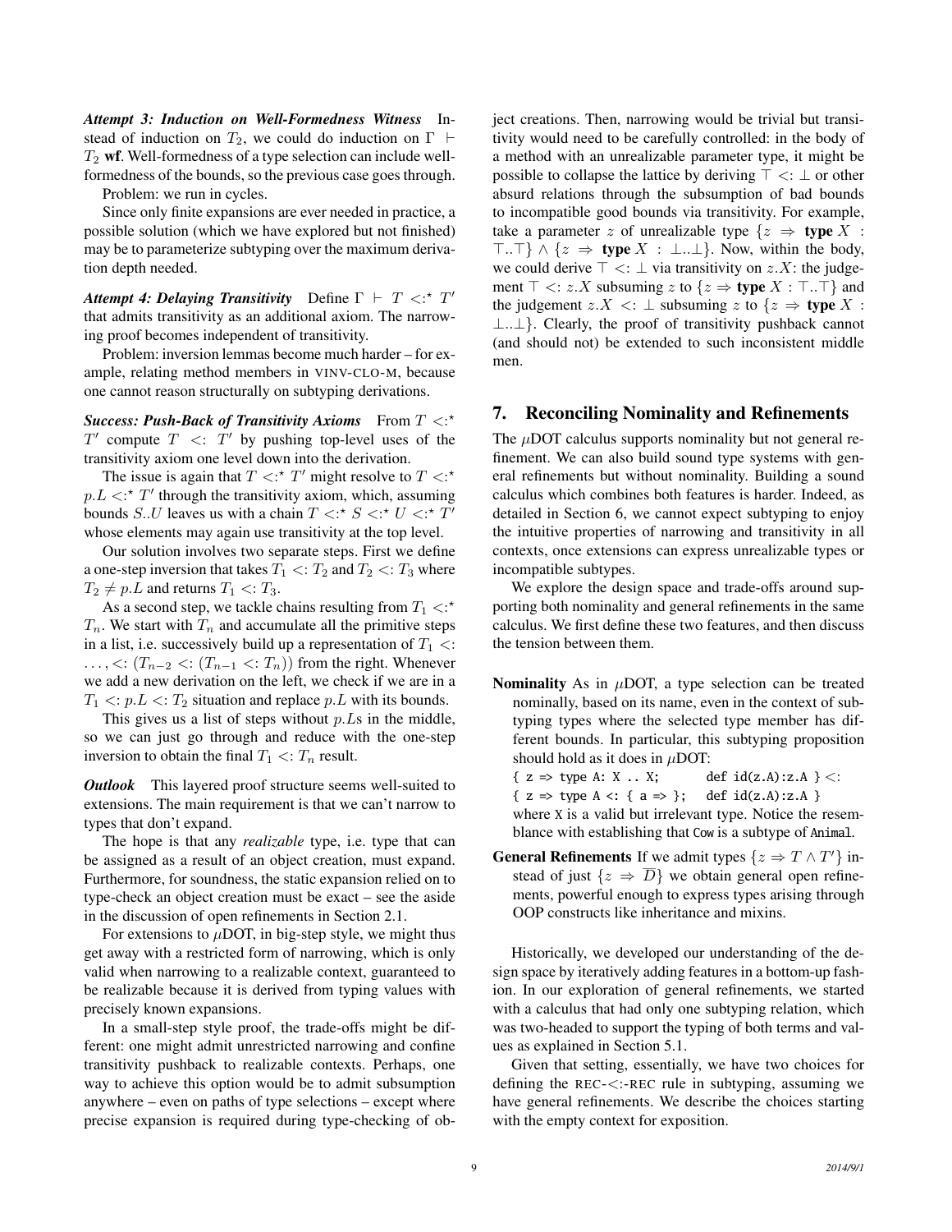***Attempt 3: Induction on Well-Formedness Witness*** Instead of induction on $T_2$, we could do induction on $\Gamma \vdash T_2$ **wf**. Well-formedness of a type selection can include well-formedness of the bounds, so the previous case goes through.

Problem: we run in cycles.

Since only finite expansions are ever needed in practice, a possible solution (which we have explored but not finished) may be to parameterize subtyping over the maximum derivation depth needed.

***Attempt 4: Delaying Transitivity*** Define $\Gamma \vdash T <:^\star T'$ that admits transitivity as an additional axiom. The narrowing proof becomes independent of transitivity.

Problem: inversion lemmas become much harder – for example, relating method members in VINV-CLO-M, because one cannot reason structurally on subtyping derivations.

***Success: Push-Back of Transitivity Axioms*** From $T <:^\star T'$ compute $T <: T'$ by pushing top-level uses of the transitivity axiom one level down into the derivation.

The issue is again that $T <:^\star T'$ might resolve to $T <:^\star p.L <:^\star T'$ through the transitivity axiom, which, assuming bounds $S..U$ leaves us with a chain $T <:^\star S <:^\star U <:^\star T'$ whose elements may again use transitivity at the top level.

Our solution involves two separate steps. First we define a one-step inversion that takes $T_1 <: T_2$ and $T_2 <: T_3$ where $T_2 \neq p.L$ and returns $T_1 <: T_3$.

As a second step, we tackle chains resulting from $T_1 <:^\star T_n$. We start with $T_n$ and accumulate all the primitive steps in a list, i.e. successively build up a representation of $T_1 <: \ldots, <: (T_{n-2} <: (T_{n-1} <: T_n))$ from the right. Whenever we add a new derivation on the left, we check if we are in a $T_1 <: p.L <: T_2$ situation and replace $p.L$ with its bounds.

This gives us a list of steps without $p.L$s in the middle, so we can just go through and reduce with the one-step inversion to obtain the final $T_1 <: T_n$ result.

***Outlook*** This layered proof structure seems well-suited to extensions. The main requirement is that we can't narrow to types that don't expand.

The hope is that any *realizable* type, i.e. type that can be assigned as a result of an object creation, must expand. Furthermore, for soundness, the static expansion relied on to type-check an object creation must be exact – see the aside in the discussion of open refinements in Section 2.1.

For extensions to $\mu$DOT, in big-step style, we might thus get away with a restricted form of narrowing, which is only valid when narrowing to a realizable context, guaranteed to be realizable because it is derived from typing values with precisely known expansions.

In a small-step style proof, the trade-offs might be different: one might admit unrestricted narrowing and confine transitivity pushback to realizable contexts. Perhaps, one way to achieve this option would be to admit subsumption anywhere – even on paths of type selections – except where precise expansion is required during type-checking of object creations. Then, narrowing would be trivial but transitivity would need to be carefully controlled: in the body of a method with an unrealizable parameter type, it might be possible to collapse the lattice by deriving $\top <: \bot$ or other absurd relations through the subsumption of bad bounds to incompatible good bounds via transitivity. For example, take a parameter $z$ of unrealizable type $\{z \Rightarrow \textbf{type } X : \top..\top\} \wedge \{z \Rightarrow \textbf{type } X : \bot..\bot\}$. Now, within the body, we could derive $\top <: \bot$ via transitivity on $z.X$: the judgement $\top <: z.X$ subsuming $z$ to $\{z \Rightarrow \textbf{type } X : \top..\top\}$ and the judgement $z.X <: \bot$ subsuming $z$ to $\{z \Rightarrow \textbf{type } X : \bot..\bot\}$. Clearly, the proof of transitivity pushback cannot (and should not) be extended to such inconsistent middle men.

## 7. Reconciling Nominality and Refinements

The $\mu$DOT calculus supports nominality but not general refinement. We can also build sound type systems with general refinements but without nominality. Building a sound calculus which combines both features is harder. Indeed, as detailed in Section 6, we cannot expect subtyping to enjoy the intuitive properties of narrowing and transitivity in all contexts, once extensions can express unrealizable types or incompatible subtypes.

We explore the design space and trade-offs around supporting both nominality and general refinements in the same calculus. We first define these two features, and then discuss the tension between them.

**Nominality** As in $\mu$DOT, a type selection can be treated nominally, based on its name, even in the context of subtyping types where the selected type member has different bounds. In particular, this subtyping proposition should hold as it does in $\mu$DOT:

```
{ z => type A: X .. X;       def id(z.A):z.A } <:
{ z => type A <: { a => };   def id(z.A):z.A }
```

where `X` is a valid but irrelevant type. Notice the resemblance with establishing that `Cow` is a subtype of `Animal`.

**General Refinements** If we admit types $\{z \Rightarrow T \wedge T'\}$ instead of just $\{z \Rightarrow \overline{D}\}$ we obtain general open refinements, powerful enough to express types arising through OOP constructs like inheritance and mixins.

Historically, we developed our understanding of the design space by iteratively adding features in a bottom-up fashion. In our exploration of general refinements, we started with a calculus that had only one subtyping relation, which was two-headed to support the typing of both terms and values as explained in Section 5.1.

Given that setting, essentially, we have two choices for defining the REC-<:-REC rule in subtyping, assuming we have general refinements. We describe the choices starting with the empty context for exposition.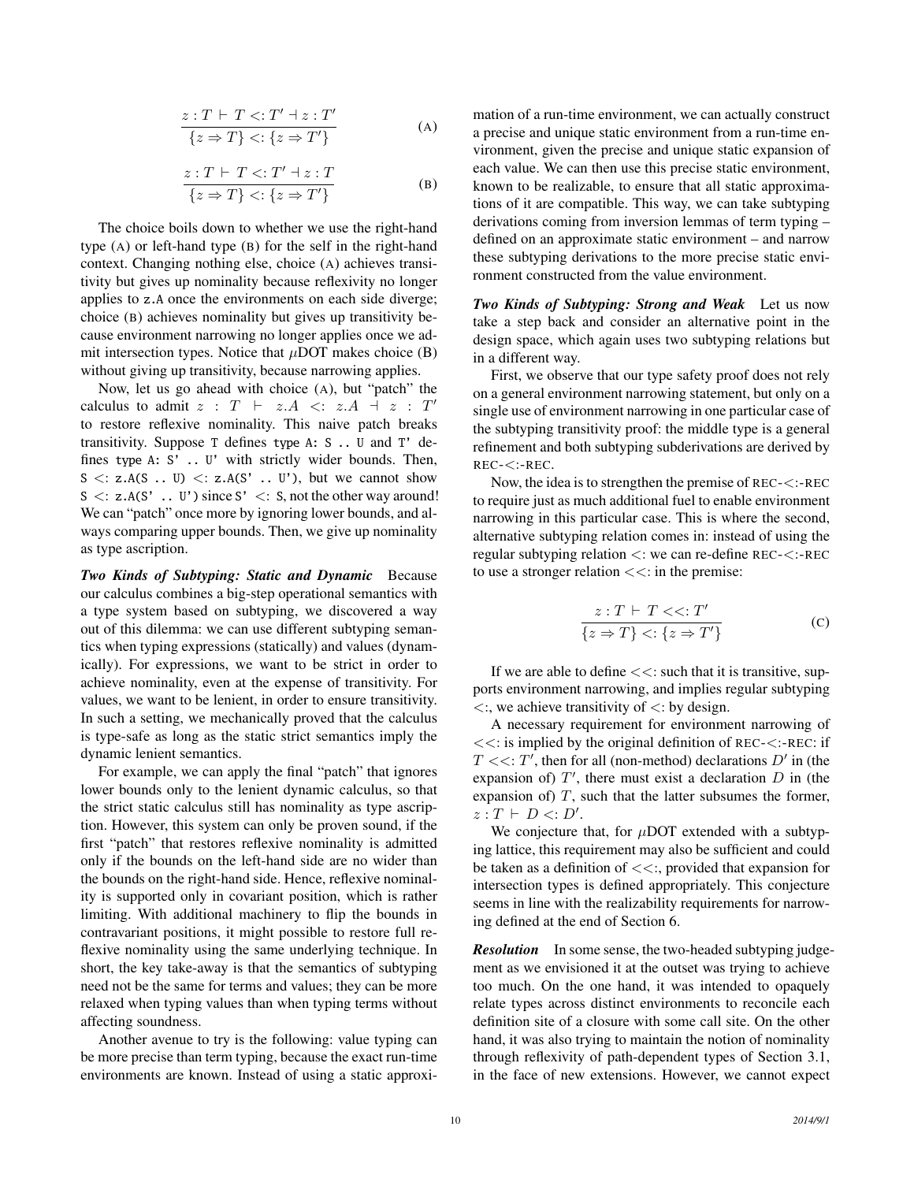$$\frac{z : T \vdash T <: T' \dashv z : T'}{\{z \Rightarrow T\} <: \{z \Rightarrow T'\}} \quad \text{(A)}$$

$$\frac{z : T \vdash T <: T' \dashv z : T}{\{z \Rightarrow T\} <: \{z \Rightarrow T'\}} \quad \text{(B)}$$

The choice boils down to whether we use the right-hand type (A) or left-hand type (B) for the self in the right-hand context. Changing nothing else, choice (A) achieves transitivity but gives up nominality because reflexivity no longer applies to `z.A` once the environments on each side diverge; choice (B) achieves nominality but gives up transitivity because environment narrowing no longer applies once we admit intersection types. Notice that $\mu$DOT makes choice (B) without giving up transitivity, because narrowing applies.

Now, let us go ahead with choice (A), but "patch" the calculus to admit $z : T \vdash z.A <: z.A \dashv z : T'$ to restore reflexive nominality. This naive patch breaks transitivity. Suppose `T` defines `type A: S .. U` and `T'` defines `type A: S' .. U'` with strictly wider bounds. Then, `S` $<:$ `z.A(S .. U)` $<:$ `z.A(S' .. U')`, but we cannot show `S` $<:$ `z.A(S' .. U')` since `S'` $<:$ S, not the other way around! We can "patch" once more by ignoring lower bounds, and always comparing upper bounds. Then, we give up nominality as type ascription.

***Two Kinds of Subtyping: Static and Dynamic*** Because our calculus combines a big-step operational semantics with a type system based on subtyping, we discovered a way out of this dilemma: we can use different subtyping semantics when typing expressions (statically) and values (dynamically). For expressions, we want to be strict in order to achieve nominality, even at the expense of transitivity. For values, we want to be lenient, in order to ensure transitivity. In such a setting, we mechanically proved that the calculus is type-safe as long as the static strict semantics imply the dynamic lenient semantics.

For example, we can apply the final "patch" that ignores lower bounds only to the lenient dynamic calculus, so that the strict static calculus still has nominality as type ascription. However, this system can only be proven sound, if the first "patch" that restores reflexive nominality is admitted only if the bounds on the left-hand side are no wider than the bounds on the right-hand side. Hence, reflexive nominality is supported only in covariant position, which is rather limiting. With additional machinery to flip the bounds in contravariant positions, it might possible to restore full reflexive nominality using the same underlying technique. In short, the key take-away is that the semantics of subtyping need not be the same for terms and values; they can be more relaxed when typing values than when typing terms without affecting soundness.

Another avenue to try is the following: value typing can be more precise than term typing, because the exact run-time environments are known. Instead of using a static approximation of a run-time environment, we can actually construct a precise and unique static environment from a run-time environment, given the precise and unique static expansion of each value. We can then use this precise static environment, known to be realizable, to ensure that all static approximations of it are compatible. This way, we can take subtyping derivations coming from inversion lemmas of term typing – defined on an approximate static environment – and narrow these subtyping derivations to the more precise static environment constructed from the value environment.

***Two Kinds of Subtyping: Strong and Weak*** Let us now take a step back and consider an alternative point in the design space, which again uses two subtyping relations but in a different way.

First, we observe that our type safety proof does not rely on a general environment narrowing statement, but only on a single use of environment narrowing in one particular case of the subtyping transitivity proof: the middle type is a general refinement and both subtyping subderivations are derived by REC-$<:$-REC.

Now, the idea is to strengthen the premise of REC-$<:$-REC to require just as much additional fuel to enable environment narrowing in this particular case. This is where the second, alternative subtyping relation comes in: instead of using the regular subtyping relation $<:$ we can re-define REC-$<:$-REC to use a stronger relation $<<:$ in the premise:

$$\frac{z : T \vdash T <<: T'}{\{z \Rightarrow T\} <: \{z \Rightarrow T'\}} \quad \text{(C)}$$

If we are able to define $<<:$ such that it is transitive, supports environment narrowing, and implies regular subtyping $<:$, we achieve transitivity of $<:$ by design.

A necessary requirement for environment narrowing of $<<:$ is implied by the original definition of REC-$<:$-REC: if $T <<: T'$, then for all (non-method) declarations $D'$ in (the expansion of) $T'$, there must exist a declaration $D$ in (the expansion of) $T$, such that the latter subsumes the former, $z : T \vdash D <: D'$.

We conjecture that, for $\mu$DOT extended with a subtyping lattice, this requirement may also be sufficient and could be taken as a definition of $<<:$, provided that expansion for intersection types is defined appropriately. This conjecture seems in line with the realizability requirements for narrowing defined at the end of Section 6.

***Resolution*** In some sense, the two-headed subtyping judgement as we envisioned it at the outset was trying to achieve too much. On the one hand, it was intended to opaquely relate types across distinct environments to reconcile each definition site of a closure with some call site. On the other hand, it was also trying to maintain the notion of nominality through reflexivity of path-dependent types of Section 3.1, in the face of new extensions. However, we cannot expect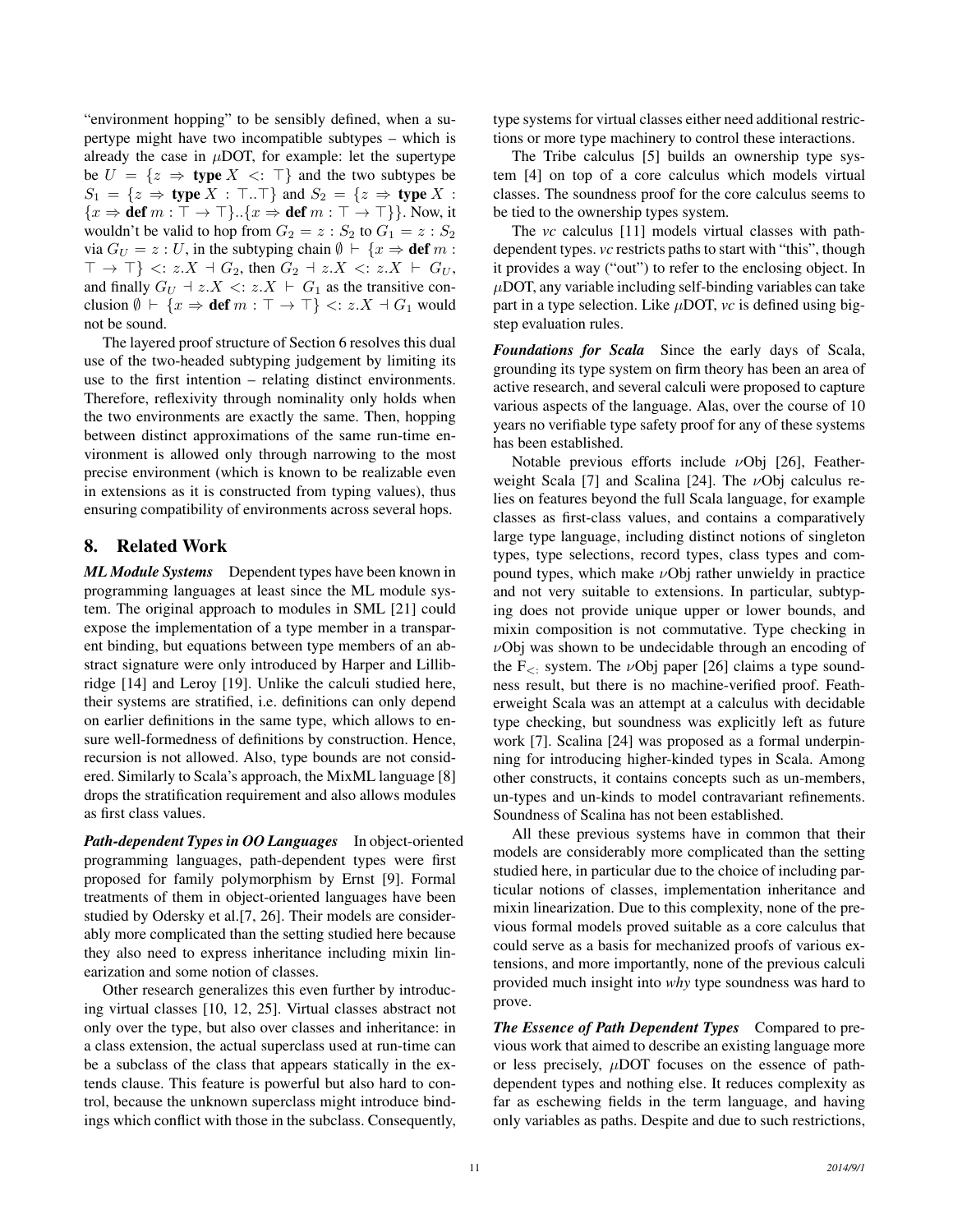"environment hopping" to be sensibly defined, when a supertype might have two incompatible subtypes – which is already the case in $\mu$DOT, for example: let the supertype be $U = \{z \Rightarrow \textbf{type}\ X \ <: \ \top\}$ and the two subtypes be $S_1 = \{z \Rightarrow \textbf{type}\ X : \top..\top\}$ and $S_2 = \{z \Rightarrow \textbf{type}\ X : \{x \Rightarrow \textbf{def}\ m : \top \to \top\}..\{x \Rightarrow \textbf{def}\ m : \top \to \top\}\}$. Now, it wouldn't be valid to hop from $G_2 = z : S_2$ to $G_1 = z : S_2$ via $G_U = z : U$, in the subtyping chain $\emptyset \vdash \{x \Rightarrow \textbf{def}\ m : \top \to \top\} <: z.X \dashv G_2$, then $G_2 \dashv z.X <: z.X \vdash G_U$, and finally $G_U \dashv z.X <: z.X \vdash G_1$ as the transitive conclusion $\emptyset \vdash \{x \Rightarrow \textbf{def}\ m : \top \to \top\} <: z.X \dashv G_1$ would not be sound.

The layered proof structure of Section 6 resolves this dual use of the two-headed subtyping judgement by limiting its use to the first intention – relating distinct environments. Therefore, reflexivity through nominality only holds when the two environments are exactly the same. Then, hopping between distinct approximations of the same run-time environment is allowed only through narrowing to the most precise environment (which is known to be realizable even in extensions as it is constructed from typing values), thus ensuring compatibility of environments across several hops.

## 8. Related Work

***ML Module Systems*** Dependent types have been known in programming languages at least since the ML module system. The original approach to modules in SML [21] could expose the implementation of a type member in a transparent binding, but equations between type members of an abstract signature were only introduced by Harper and Lillibridge [14] and Leroy [19]. Unlike the calculi studied here, their systems are stratified, i.e. definitions can only depend on earlier definitions in the same type, which allows to ensure well-formedness of definitions by construction. Hence, recursion is not allowed. Also, type bounds are not considered. Similarly to Scala's approach, the MixML language [8] drops the stratification requirement and also allows modules as first class values.

***Path-dependent Types in OO Languages*** In object-oriented programming languages, path-dependent types were first proposed for family polymorphism by Ernst [9]. Formal treatments of them in object-oriented languages have been studied by Odersky et al.[7, 26]. Their models are considerably more complicated than the setting studied here because they also need to express inheritance including mixin linearization and some notion of classes.

Other research generalizes this even further by introducing virtual classes [10, 12, 25]. Virtual classes abstract not only over the type, but also over classes and inheritance: in a class extension, the actual superclass used at run-time can be a subclass of the class that appears statically in the extends clause. This feature is powerful but also hard to control, because the unknown superclass might introduce bindings which conflict with those in the subclass. Consequently, type systems for virtual classes either need additional restrictions or more type machinery to control these interactions.

The Tribe calculus [5] builds an ownership type system [4] on top of a core calculus which models virtual classes. The soundness proof for the core calculus seems to be tied to the ownership types system.

The *vc* calculus [11] models virtual classes with path-dependent types. *vc* restricts paths to start with "this", though it provides a way ("out") to refer to the enclosing object. In $\mu$DOT, any variable including self-binding variables can take part in a type selection. Like $\mu$DOT, *vc* is defined using big-step evaluation rules.

***Foundations for Scala*** Since the early days of Scala, grounding its type system on firm theory has been an area of active research, and several calculi were proposed to capture various aspects of the language. Alas, over the course of 10 years no verifiable type safety proof for any of these systems has been established.

Notable previous efforts include $\nu$Obj [26], Featherweight Scala [7] and Scalina [24]. The $\nu$Obj calculus relies on features beyond the full Scala language, for example classes as first-class values, and contains a comparatively large type language, including distinct notions of singleton types, type selections, record types, class types and compound types, which make $\nu$Obj rather unwieldy in practice and not very suitable to extensions. In particular, subtyping does not provide unique upper or lower bounds, and mixin composition is not commutative. Type checking in $\nu$Obj was shown to be undecidable through an encoding of the $F_{<:}$ system. The $\nu$Obj paper [26] claims a type soundness result, but there is no machine-verified proof. Featherweight Scala was an attempt at a calculus with decidable type checking, but soundness was explicitly left as future work [7]. Scalina [24] was proposed as a formal underpinning for introducing higher-kinded types in Scala. Among other constructs, it contains concepts such as un-members, un-types and un-kinds to model contravariant refinements. Soundness of Scalina has not been established.

All these previous systems have in common that their models are considerably more complicated than the setting studied here, in particular due to the choice of including particular notions of classes, implementation inheritance and mixin linearization. Due to this complexity, none of the previous formal models proved suitable as a core calculus that could serve as a basis for mechanized proofs of various extensions, and more importantly, none of the previous calculi provided much insight into *why* type soundness was hard to prove.

***The Essence of Path Dependent Types*** Compared to previous work that aimed to describe an existing language more or less precisely, $\mu$DOT focuses on the essence of path-dependent types and nothing else. It reduces complexity as far as eschewing fields in the term language, and having only variables as paths. Despite and due to such restrictions,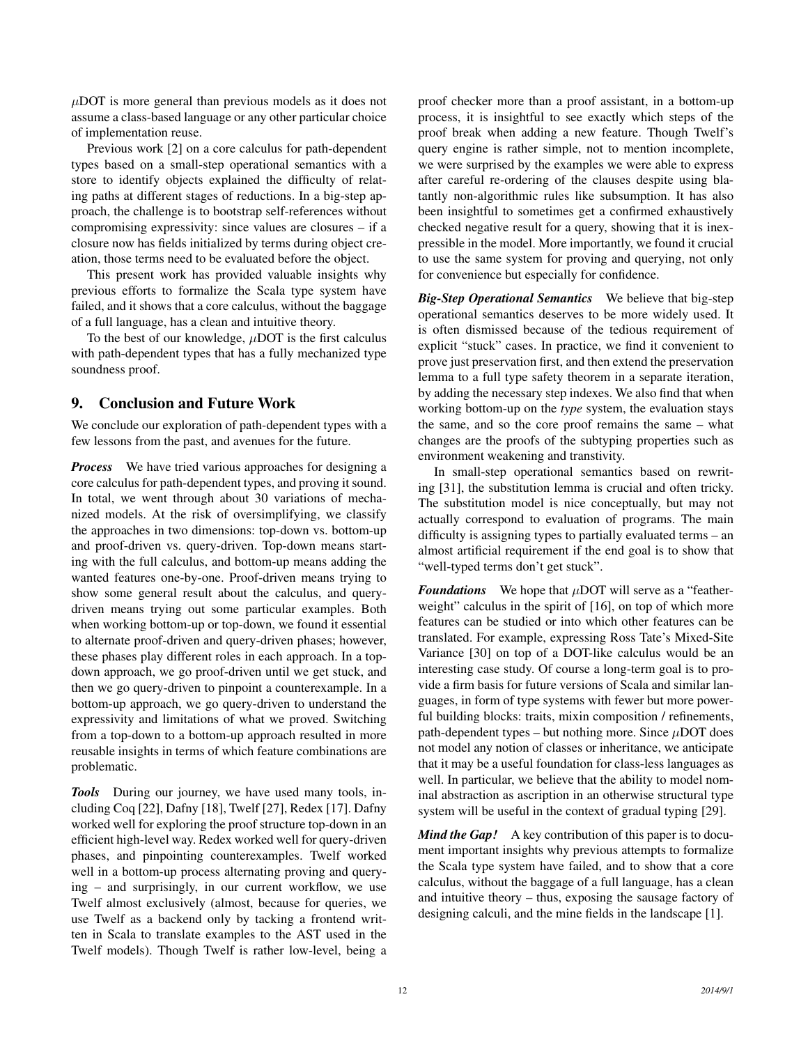$\mu$DOT is more general than previous models as it does not assume a class-based language or any other particular choice of implementation reuse.

Previous work [2] on a core calculus for path-dependent types based on a small-step operational semantics with a store to identify objects explained the difficulty of relating paths at different stages of reductions. In a big-step approach, the challenge is to bootstrap self-references without compromising expressivity: since values are closures – if a closure now has fields initialized by terms during object creation, those terms need to be evaluated before the object.

This present work has provided valuable insights why previous efforts to formalize the Scala type system have failed, and it shows that a core calculus, without the baggage of a full language, has a clean and intuitive theory.

To the best of our knowledge, $\mu$DOT is the first calculus with path-dependent types that has a fully mechanized type soundness proof.

## 9. Conclusion and Future Work

We conclude our exploration of path-dependent types with a few lessons from the past, and avenues for the future.

***Process*** We have tried various approaches for designing a core calculus for path-dependent types, and proving it sound. In total, we went through about 30 variations of mechanized models. At the risk of oversimplifying, we classify the approaches in two dimensions: top-down vs. bottom-up and proof-driven vs. query-driven. Top-down means starting with the full calculus, and bottom-up means adding the wanted features one-by-one. Proof-driven means trying to show some general result about the calculus, and query-driven means trying out some particular examples. Both when working bottom-up or top-down, we found it essential to alternate proof-driven and query-driven phases; however, these phases play different roles in each approach. In a top-down approach, we go proof-driven until we get stuck, and then we go query-driven to pinpoint a counterexample. In a bottom-up approach, we go query-driven to understand the expressivity and limitations of what we proved. Switching from a top-down to a bottom-up approach resulted in more reusable insights in terms of which feature combinations are problematic.

***Tools*** During our journey, we have used many tools, including Coq [22], Dafny [18], Twelf [27], Redex [17]. Dafny worked well for exploring the proof structure top-down in an efficient high-level way. Redex worked well for query-driven phases, and pinpointing counterexamples. Twelf worked well in a bottom-up process alternating proving and querying – and surprisingly, in our current workflow, we use Twelf almost exclusively (almost, because for queries, we use Twelf as a backend only by tacking a frontend written in Scala to translate examples to the AST used in the Twelf models). Though Twelf is rather low-level, being a proof checker more than a proof assistant, in a bottom-up process, it is insightful to see exactly which steps of the proof break when adding a new feature. Though Twelf's query engine is rather simple, not to mention incomplete, we were surprised by the examples we were able to express after careful re-ordering of the clauses despite using blatantly non-algorithmic rules like subsumption. It has also been insightful to sometimes get a confirmed exhaustively checked negative result for a query, showing that it is inexpressible in the model. More importantly, we found it crucial to use the same system for proving and querying, not only for convenience but especially for confidence.

***Big-Step Operational Semantics*** We believe that big-step operational semantics deserves to be more widely used. It is often dismissed because of the tedious requirement of explicit "stuck" cases. In practice, we find it convenient to prove just preservation first, and then extend the preservation lemma to a full type safety theorem in a separate iteration, by adding the necessary step indexes. We also find that when working bottom-up on the *type* system, the evaluation stays the same, and so the core proof remains the same – what changes are the proofs of the subtyping properties such as environment weakening and transtivity.

In small-step operational semantics based on rewriting [31], the substitution lemma is crucial and often tricky. The substitution model is nice conceptually, but may not actually correspond to evaluation of programs. The main difficulty is assigning types to partially evaluated terms – an almost artificial requirement if the end goal is to show that "well-typed terms don't get stuck".

***Foundations*** We hope that $\mu$DOT will serve as a "featherweight" calculus in the spirit of [16], on top of which more features can be studied or into which other features can be translated. For example, expressing Ross Tate's Mixed-Site Variance [30] on top of a DOT-like calculus would be an interesting case study. Of course a long-term goal is to provide a firm basis for future versions of Scala and similar languages, in form of type systems with fewer but more powerful building blocks: traits, mixin composition / refinements, path-dependent types – but nothing more. Since $\mu$DOT does not model any notion of classes or inheritance, we anticipate that it may be a useful foundation for class-less languages as well. In particular, we believe that the ability to model nominal abstraction as ascription in an otherwise structural type system will be useful in the context of gradual typing [29].

***Mind the Gap!*** A key contribution of this paper is to document important insights why previous attempts to formalize the Scala type system have failed, and to show that a core calculus, without the baggage of a full language, has a clean and intuitive theory – thus, exposing the sausage factory of designing calculi, and the mine fields in the landscape [1].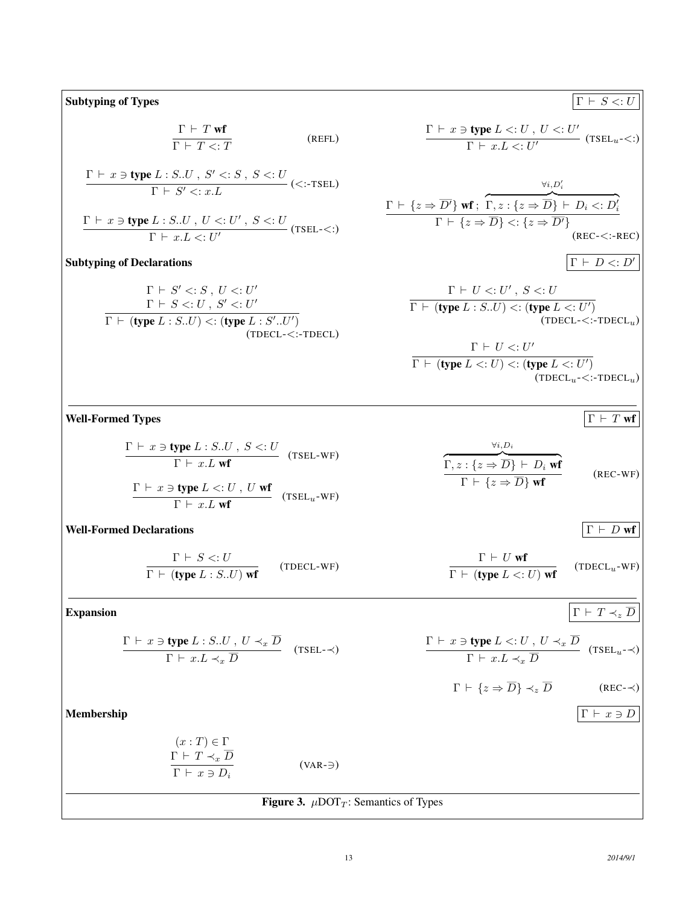**Subtyping of Types** $\boxed{\Gamma \vdash S <: U}$

$$\frac{\Gamma \vdash T \textbf{ wf}}{\Gamma \vdash T <: T} \quad (\text{REFL})$$

$$\frac{\Gamma \vdash x \ni \textbf{type } L <: U \ , \ U <: U'}{\Gamma \vdash x.L <: U'} \quad (\text{TSEL}_u\text{-}<:)$$

$$\frac{\Gamma \vdash x \ni \textbf{type } L : S..U \ , \ S' <: S \ , \ S <: U}{\Gamma \vdash S' <: x.L} \quad (<:\text{-TSEL})$$

$$\frac{\Gamma \vdash x \ni \textbf{type } L : S..U \ , \ U <: U' \ , \ S <: U}{\Gamma \vdash x.L <: U'} \quad (\text{TSEL-}<:)$$

$$\frac{\Gamma \vdash \{z \Rightarrow \overline{D'}\} \textbf{ wf} \ ; \ \overbrace{\Gamma, z : \{z \Rightarrow \overline{D}\} \vdash D_i <: D_i'}^{\forall i, D_i'}}{\Gamma \vdash \{z \Rightarrow \overline{D}\} <: \{z \Rightarrow \overline{D'}\}} \quad (\text{REC-}<:\text{-REC})$$

**Subtyping of Declarations** $\boxed{\Gamma \vdash D <: D'}$

$$\frac{\begin{array}{c}\Gamma \vdash S' <: S \ , \ U <: U' \\ \Gamma \vdash S <: U \ , \ S' <: U'\end{array}}{\Gamma \vdash (\textbf{type } L : S..U) <: (\textbf{type } L : S'..U')} \quad (\text{TDECL-}<:\text{-TDECL})$$

$$\frac{\Gamma \vdash U <: U' \ , \ S <: U}{\Gamma \vdash (\textbf{type } L : S..U) <: (\textbf{type } L <: U')} \quad (\text{TDECL-}<:\text{-TDECL}_u)$$

$$\frac{\Gamma \vdash U <: U'}{\Gamma \vdash (\textbf{type } L <: U) <: (\textbf{type } L <: U')} \quad (\text{TDECL}_u\text{-}<:\text{-TDECL}_u)$$

**Well-Formed Types** $\boxed{\Gamma \vdash T \textbf{ wf}}$

$$\frac{\Gamma \vdash x \ni \textbf{type } L : S..U \ , \ S <: U}{\Gamma \vdash x.L \textbf{ wf}} \quad (\text{TSEL-WF})$$

$$\frac{\Gamma \vdash x \ni \textbf{type } L <: U \ , \ U \textbf{ wf}}{\Gamma \vdash x.L \textbf{ wf}} \quad (\text{TSEL}_u\text{-WF})$$

$$\frac{\overbrace{\Gamma, z : \{z \Rightarrow \overline{D}\} \vdash D_i \textbf{ wf}}^{\forall i, D_i}}{\Gamma \vdash \{z \Rightarrow \overline{D}\} \textbf{ wf}} \quad (\text{REC-WF})$$

**Well-Formed Declarations** $\boxed{\Gamma \vdash D \textbf{ wf}}$

$$\frac{\Gamma \vdash S <: U}{\Gamma \vdash (\textbf{type } L : S..U) \textbf{ wf}} \quad (\text{TDECL-WF})$$

$$\frac{\Gamma \vdash U \textbf{ wf}}{\Gamma \vdash (\textbf{type } L <: U) \textbf{ wf}} \quad (\text{TDECL}_u\text{-WF})$$

**Expansion** $\boxed{\Gamma \vdash T \prec_z \overline{D}}$

$$\frac{\Gamma \vdash x \ni \textbf{type } L : S..U \ , \ U \prec_x \overline{D}}{\Gamma \vdash x.L \prec_x \overline{D}} \quad (\text{TSEL-}\prec)$$

$$\frac{\Gamma \vdash x \ni \textbf{type } L <: U \ , \ U \prec_x \overline{D}}{\Gamma \vdash x.L \prec_x \overline{D}} \quad (\text{TSEL}_u\text{-}\prec)$$

$$\Gamma \vdash \{z \Rightarrow \overline{D}\} \prec_z \overline{D} \quad (\text{REC-}\prec)$$

**Membership** $\boxed{\Gamma \vdash x \ni D}$

$$\frac{\begin{array}{c}(x : T) \in \Gamma \\ \Gamma \vdash T \prec_x \overline{D}\end{array}}{\Gamma \vdash x \ni D_i} \quad (\text{VAR-}\ni)$$

**Figure 3.** $\mu\text{DOT}_T$: Semantics of Types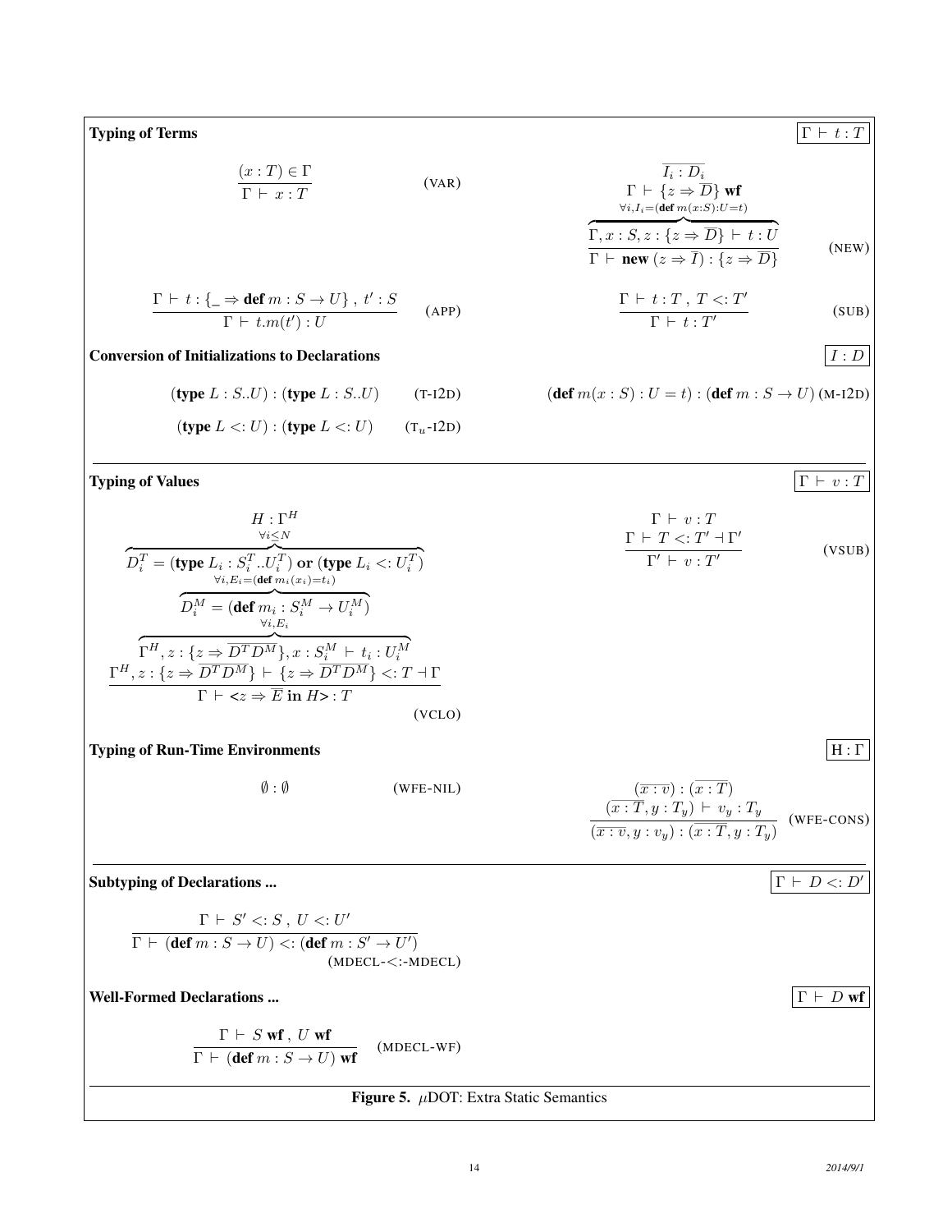**Typing of Terms** $\boxed{\Gamma \vdash t : T}$

$$\frac{(x : T) \in \Gamma}{\Gamma \vdash x : T} \quad \text{(VAR)}$$

$$\frac{\overline{I_i : D_i} \quad \Gamma \vdash \{z \Rightarrow \overline{D}\}\ \textbf{wf} \quad \overbrace{\Gamma, x : S, z : \{z \Rightarrow \overline{D}\} \vdash t : U}^{\forall i, I_i = (\textbf{def}\ m(x:S):U=t)}}{\Gamma \vdash \textbf{new}\ (z \Rightarrow \overline{I}) : \{z \Rightarrow \overline{D}\}} \quad \text{(NEW)}$$

$$\frac{\Gamma \vdash t : \{\_ \Rightarrow \textbf{def}\ m : S \to U\}\ ,\ t' : S}{\Gamma \vdash t.m(t') : U} \quad \text{(APP)}$$

$$\frac{\Gamma \vdash t : T\ ,\ T <: T'}{\Gamma \vdash t : T'} \quad \text{(SUB)}$$

**Conversion of Initializations to Declarations** $\boxed{I : D}$

$$(\textbf{type}\ L : S..U) : (\textbf{type}\ L : S..U) \quad \text{(T-I2D)}$$

$$(\textbf{def}\ m(x : S) : U = t) : (\textbf{def}\ m : S \to U) \quad \text{(M-I2D)}$$

$$(\textbf{type}\ L <: U) : (\textbf{type}\ L <: U) \quad \text{(T}_u\text{-I2D)}$$

---

**Typing of Values** $\boxed{\Gamma \vdash v : T}$

$$\frac{H : \Gamma^H \quad \overbrace{D_i^T = (\textbf{type}\ L_i : S_i^T..U_i^T)\ \textbf{or}\ (\textbf{type}\ L_i <: U_i^T)}^{\forall i \leq N} \quad \overbrace{D_i^M = (\textbf{def}\ m_i : S_i^M \to U_i^M)}^{\forall i, E_i = (\textbf{def}\ m_i(x_i) = t_i)} \quad \overbrace{\Gamma^H, z : \{z \Rightarrow \overline{D^T D^M}\}, x : S_i^M \vdash t_i : U_i^M}^{\forall i, E_i} \quad \Gamma^H, z : \{z \Rightarrow \overline{D^T D^M}\} \vdash \{z \Rightarrow \overline{D^T D^M}\} <: T \dashv \Gamma}{\Gamma \vdash \texttt{<}z \Rightarrow \overline{E}\ \textbf{in}\ H\texttt{>} : T} \quad \text{(VCLO)}$$

$$\frac{\Gamma \vdash v : T \quad \Gamma \vdash T <: T' \dashv \Gamma'}{\Gamma' \vdash v : T'} \quad \text{(VSUB)}$$

**Typing of Run-Time Environments** $\boxed{H : \Gamma}$

$$\emptyset : \emptyset \quad \text{(WFE-NIL)}$$

$$\frac{(\overline{x : v}) : (\overline{x : T}) \quad (\overline{x : T}, y : T_y) \vdash v_y : T_y}{(\overline{x : v}, y : v_y) : (\overline{x : T}, y : T_y)} \quad \text{(WFE-CONS)}$$

---

**Subtyping of Declarations ...** $\boxed{\Gamma \vdash D <: D'}$

$$\frac{\Gamma \vdash S' <: S\ ,\ U <: U'}{\Gamma \vdash (\textbf{def}\ m : S \to U) <: (\textbf{def}\ m : S' \to U')} \quad \text{(MDECL-<:-MDECL)}$$

**Well-Formed Declarations ...** $\boxed{\Gamma \vdash D\ \textbf{wf}}$

$$\frac{\Gamma \vdash S\ \textbf{wf}\ ,\ U\ \textbf{wf}}{\Gamma \vdash (\textbf{def}\ m : S \to U)\ \textbf{wf}} \quad \text{(MDECL-WF)}$$

**Figure 5.** $\mu$DOT: Extra Static Semantics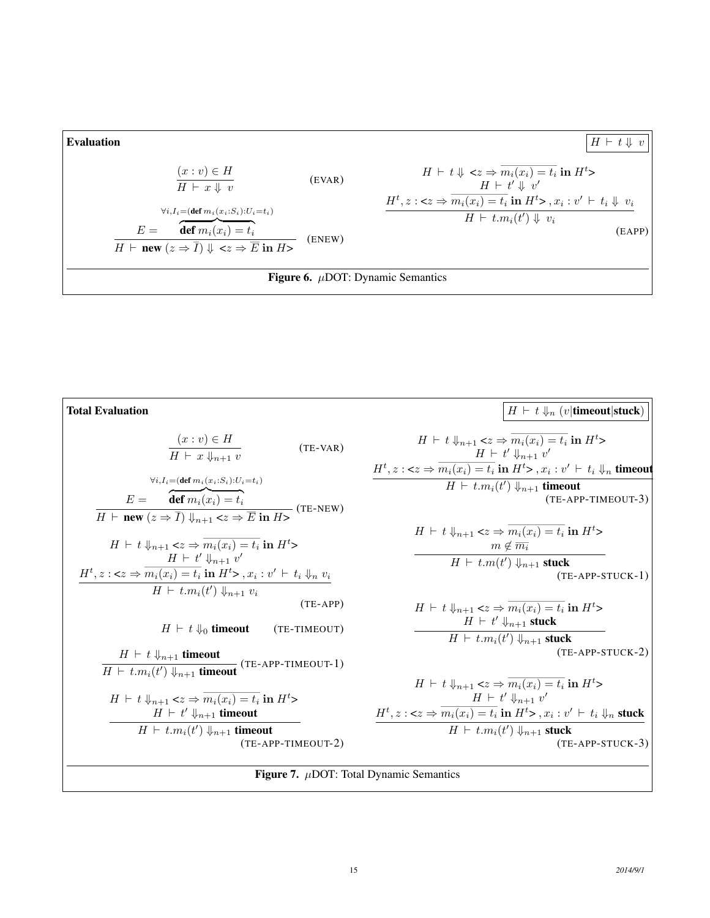**Evaluation** $\boxed{H \vdash t \Downarrow v}$

$$\frac{(x : v) \in H}{H \vdash x \Downarrow v} \quad (\text{EVAR})$$

$$\frac{E = \overbrace{\textbf{def}\ m_i(x_i) = t_i}^{\forall i, I_i = (\textbf{def}\ m_i(x_i : S_i) : U_i = t_i)}}{H \vdash \textbf{new}\ (z \Rightarrow \overline{I}) \Downarrow \texttt{<}z \Rightarrow \overline{E}\ \textbf{in}\ H\texttt{>}} \quad (\text{ENEW})$$

$$\frac{\begin{array}{c} H \vdash t \Downarrow \texttt{<}z \Rightarrow \overline{m_i(x_i) = t_i}\ \textbf{in}\ H^t\texttt{>} \\ H \vdash t' \Downarrow v' \\ H^t, z : \texttt{<}z \Rightarrow \overline{m_i(x_i) = t_i}\ \textbf{in}\ H^t\texttt{>}, x_i : v' \vdash t_i \Downarrow v_i \end{array}}{H \vdash t.m_i(t') \Downarrow v_i} \quad (\text{EAPP})$$

**Figure 6.** $\mu$DOT: Dynamic Semantics

**Total Evaluation** $\boxed{H \vdash t \Downarrow_n (v | \textbf{timeout} | \textbf{stuck})}$

$$\frac{(x : v) \in H}{H \vdash x \Downarrow_{n+1} v} \quad (\text{TE-VAR})$$

$$\frac{E = \overbrace{\textbf{def}\ m_i(x_i) = t_i}^{\forall i, I_i = (\textbf{def}\ m_i(x_i : S_i) : U_i = t_i)}}{H \vdash \textbf{new}\ (z \Rightarrow \overline{I}) \Downarrow_{n+1} \texttt{<}z \Rightarrow \overline{E}\ \textbf{in}\ H\texttt{>}} \quad (\text{TE-NEW})$$

$$\frac{\begin{array}{c} H \vdash t \Downarrow_{n+1} \texttt{<}z \Rightarrow \overline{m_i(x_i) = t_i}\ \textbf{in}\ H^t\texttt{>} \\ H \vdash t' \Downarrow_{n+1} v' \\ H^t, z : \texttt{<}z \Rightarrow \overline{m_i(x_i) = t_i}\ \textbf{in}\ H^t\texttt{>}, x_i : v' \vdash t_i \Downarrow_n v_i \end{array}}{H \vdash t.m_i(t') \Downarrow_{n+1} v_i} \quad (\text{TE-APP})$$

$$H \vdash t \Downarrow_0 \textbf{timeout} \quad (\text{TE-TIMEOUT})$$

$$\frac{H \vdash t \Downarrow_{n+1} \textbf{timeout}}{H \vdash t.m_i(t') \Downarrow_{n+1} \textbf{timeout}} \quad (\text{TE-APP-TIMEOUT-1})$$

$$\frac{\begin{array}{c} H \vdash t \Downarrow_{n+1} \texttt{<}z \Rightarrow \overline{m_i(x_i) = t_i}\ \textbf{in}\ H^t\texttt{>} \\ H \vdash t' \Downarrow_{n+1} \textbf{timeout} \end{array}}{H \vdash t.m_i(t') \Downarrow_{n+1} \textbf{timeout}} \quad (\text{TE-APP-TIMEOUT-2})$$

$$\frac{\begin{array}{c} H \vdash t \Downarrow_{n+1} \texttt{<}z \Rightarrow \overline{m_i(x_i) = t_i}\ \textbf{in}\ H^t\texttt{>} \\ H \vdash t' \Downarrow_{n+1} v' \\ H^t, z : \texttt{<}z \Rightarrow \overline{m_i(x_i) = t_i}\ \textbf{in}\ H^t\texttt{>}, x_i : v' \vdash t_i \Downarrow_n \textbf{timeout} \end{array}}{H \vdash t.m_i(t') \Downarrow_{n+1} \textbf{timeout}} \quad (\text{TE-APP-TIMEOUT-3})$$

$$\frac{\begin{array}{c} H \vdash t \Downarrow_{n+1} \texttt{<}z \Rightarrow \overline{m_i(x_i) = t_i}\ \textbf{in}\ H^t\texttt{>} \\ m \notin \overline{m_i} \end{array}}{H \vdash t.m(t') \Downarrow_{n+1} \textbf{stuck}} \quad (\text{TE-APP-STUCK-1})$$

$$\frac{\begin{array}{c} H \vdash t \Downarrow_{n+1} \texttt{<}z \Rightarrow \overline{m_i(x_i) = t_i}\ \textbf{in}\ H^t\texttt{>} \\ H \vdash t' \Downarrow_{n+1} \textbf{stuck} \end{array}}{H \vdash t.m_i(t') \Downarrow_{n+1} \textbf{stuck}} \quad (\text{TE-APP-STUCK-2})$$

$$\frac{\begin{array}{c} H \vdash t \Downarrow_{n+1} \texttt{<}z \Rightarrow \overline{m_i(x_i) = t_i}\ \textbf{in}\ H^t\texttt{>} \\ H \vdash t' \Downarrow_{n+1} v' \\ H^t, z : \texttt{<}z \Rightarrow \overline{m_i(x_i) = t_i}\ \textbf{in}\ H^t\texttt{>}, x_i : v' \vdash t_i \Downarrow_n \textbf{stuck} \end{array}}{H \vdash t.m_i(t') \Downarrow_{n+1} \textbf{stuck}} \quad (\text{TE-APP-STUCK-3})$$

**Figure 7.** $\mu$DOT: Total Dynamic Semantics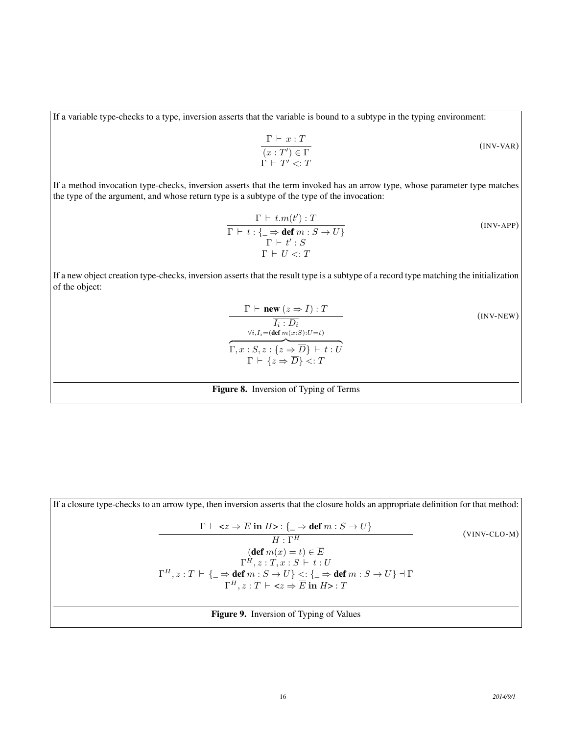If a variable type-checks to a type, inversion asserts that the variable is bound to a subtype in the typing environment:

$$\frac{\Gamma \vdash x : T}{\begin{array}{c}(x : T') \in \Gamma \\ \Gamma \vdash T' <: T\end{array}} \tag{INV-VAR}$$

If a method invocation type-checks, inversion asserts that the term invoked has an arrow type, whose parameter type matches the type of the argument, and whose return type is a subtype of the type of the invocation:

$$\frac{\Gamma \vdash t.m(t') : T}{\begin{array}{c}\Gamma \vdash t : \{\_ \Rightarrow \textbf{def}\ m : S \to U\} \\ \Gamma \vdash t' : S \\ \Gamma \vdash U <: T\end{array}} \tag{INV-APP}$$

If a new object creation type-checks, inversion asserts that the result type is a subtype of a record type matching the initialization of the object:

$$\frac{\Gamma \vdash \textbf{new}\ (z \Rightarrow \overline{I}) : T}{\begin{array}{c}\overline{I_i : D_i} \\ \overbrace{\Gamma, x : S, z : \{z \Rightarrow \overline{D}\} \vdash t : U}^{\forall i, I_i = (\textbf{def}\ m(x:S):U=t)} \\ \Gamma \vdash \{z \Rightarrow \overline{D}\} <: T\end{array}} \tag{INV-NEW}$$

**Figure 8.** Inversion of Typing of Terms

If a closure type-checks to an arrow type, then inversion asserts that the closure holds an appropriate definition for that method:

$$\frac{\Gamma \vdash \texttt{<}z \Rightarrow \overline{E}\ \textbf{in}\ H\texttt{>} : \{\_ \Rightarrow \textbf{def}\ m : S \to U\}}{\begin{array}{c}H : \Gamma^H \\ (\textbf{def}\ m(x) = t) \in \overline{E} \\ \Gamma^H, z : T, x : S \vdash t : U \\ \Gamma^H, z : T \vdash \{\_ \Rightarrow \textbf{def}\ m : S \to U\} <: \{\_ \Rightarrow \textbf{def}\ m : S \to U\} \dashv \Gamma \\ \Gamma^H, z : T \vdash \texttt{<}z \Rightarrow \overline{E}\ \textbf{in}\ H\texttt{>} : T\end{array}} \tag{VINV-CLO-M}$$

**Figure 9.** Inversion of Typing of Values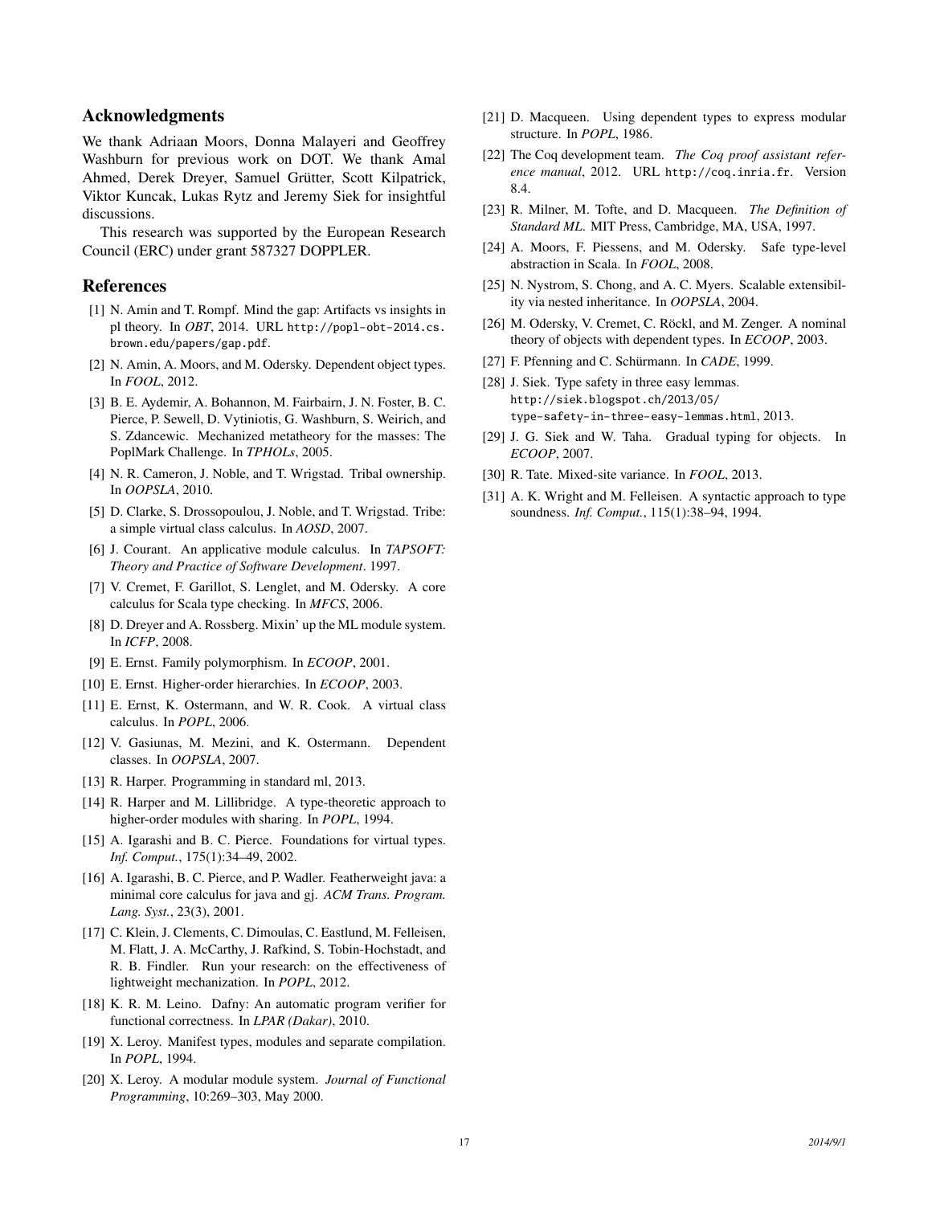## Acknowledgments

We thank Adriaan Moors, Donna Malayeri and Geoffrey Washburn for previous work on DOT. We thank Amal Ahmed, Derek Dreyer, Samuel Grütter, Scott Kilpatrick, Viktor Kuncak, Lukas Rytz and Jeremy Siek for insightful discussions.

This research was supported by the European Research Council (ERC) under grant 587327 DOPPLER.

## References

[1] N. Amin and T. Rompf. Mind the gap: Artifacts vs insights in pl theory. In *OBT*, 2014. URL `http://popl-obt-2014.cs.brown.edu/papers/gap.pdf`.

[2] N. Amin, A. Moors, and M. Odersky. Dependent object types. In *FOOL*, 2012.

[3] B. E. Aydemir, A. Bohannon, M. Fairbairn, J. N. Foster, B. C. Pierce, P. Sewell, D. Vytiniotis, G. Washburn, S. Weirich, and S. Zdancewic. Mechanized metatheory for the masses: The PoplMark Challenge. In *TPHOLs*, 2005.

[4] N. R. Cameron, J. Noble, and T. Wrigstad. Tribal ownership. In *OOPSLA*, 2010.

[5] D. Clarke, S. Drossopoulou, J. Noble, and T. Wrigstad. Tribe: a simple virtual class calculus. In *AOSD*, 2007.

[6] J. Courant. An applicative module calculus. In *TAPSOFT: Theory and Practice of Software Development*. 1997.

[7] V. Cremet, F. Garillot, S. Lenglet, and M. Odersky. A core calculus for Scala type checking. In *MFCS*, 2006.

[8] D. Dreyer and A. Rossberg. Mixin' up the ML module system. In *ICFP*, 2008.

[9] E. Ernst. Family polymorphism. In *ECOOP*, 2001.

[10] E. Ernst. Higher-order hierarchies. In *ECOOP*, 2003.

[11] E. Ernst, K. Ostermann, and W. R. Cook. A virtual class calculus. In *POPL*, 2006.

[12] V. Gasiunas, M. Mezini, and K. Ostermann. Dependent classes. In *OOPSLA*, 2007.

[13] R. Harper. Programming in standard ml, 2013.

[14] R. Harper and M. Lillibridge. A type-theoretic approach to higher-order modules with sharing. In *POPL*, 1994.

[15] A. Igarashi and B. C. Pierce. Foundations for virtual types. *Inf. Comput.*, 175(1):34–49, 2002.

[16] A. Igarashi, B. C. Pierce, and P. Wadler. Featherweight java: a minimal core calculus for java and gj. *ACM Trans. Program. Lang. Syst.*, 23(3), 2001.

[17] C. Klein, J. Clements, C. Dimoulas, C. Eastlund, M. Felleisen, M. Flatt, J. A. McCarthy, J. Rafkind, S. Tobin-Hochstadt, and R. B. Findler. Run your research: on the effectiveness of lightweight mechanization. In *POPL*, 2012.

[18] K. R. M. Leino. Dafny: An automatic program verifier for functional correctness. In *LPAR (Dakar)*, 2010.

[19] X. Leroy. Manifest types, modules and separate compilation. In *POPL*, 1994.

[20] X. Leroy. A modular module system. *Journal of Functional Programming*, 10:269–303, May 2000.

[21] D. Macqueen. Using dependent types to express modular structure. In *POPL*, 1986.

[22] The Coq development team. *The Coq proof assistant reference manual*, 2012. URL `http://coq.inria.fr`. Version 8.4.

[23] R. Milner, M. Tofte, and D. Macqueen. *The Definition of Standard ML*. MIT Press, Cambridge, MA, USA, 1997.

[24] A. Moors, F. Piessens, and M. Odersky. Safe type-level abstraction in Scala. In *FOOL*, 2008.

[25] N. Nystrom, S. Chong, and A. C. Myers. Scalable extensibility via nested inheritance. In *OOPSLA*, 2004.

[26] M. Odersky, V. Cremet, C. Röckl, and M. Zenger. A nominal theory of objects with dependent types. In *ECOOP*, 2003.

[27] F. Pfenning and C. Schürmann. In *CADE*, 1999.

[28] J. Siek. Type safety in three easy lemmas. `http://siek.blogspot.ch/2013/05/type-safety-in-three-easy-lemmas.html`, 2013.

[29] J. G. Siek and W. Taha. Gradual typing for objects. In *ECOOP*, 2007.

[30] R. Tate. Mixed-site variance. In *FOOL*, 2013.

[31] A. K. Wright and M. Felleisen. A syntactic approach to type soundness. *Inf. Comput.*, 115(1):38–94, 1994.